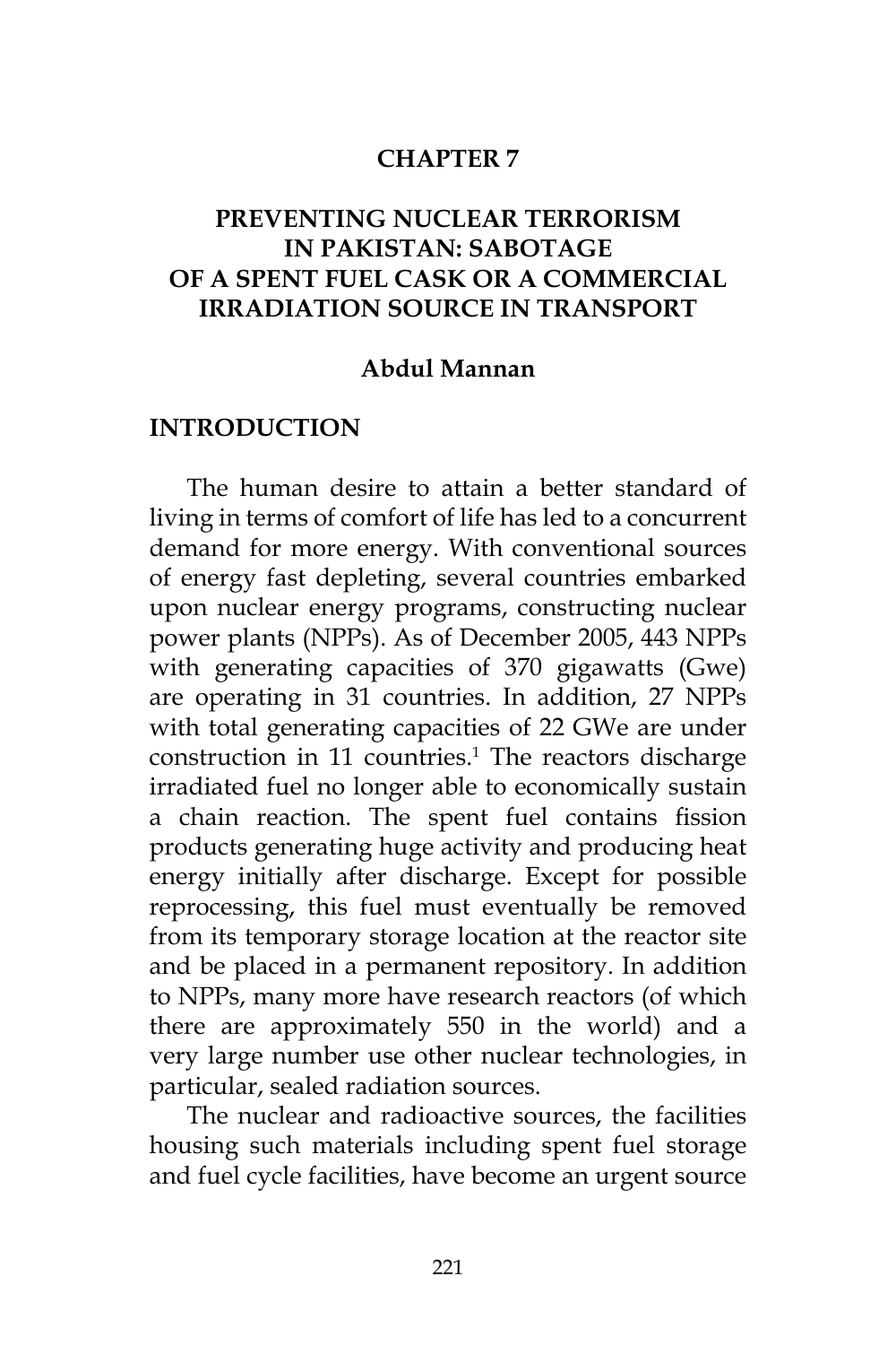# CHAPTER 7

# PREVENTING NUCLEAR TERRORISM IN PAKISTAN: SABOTAGE OF A SPENT FUEL CASK OR A COMMERCIAL IRRADIATION SOURCE IN TRANSPORT

**Abdul Mannan**

## INTRODUCTION

The human desire to attain a better standard of living in terms of comfort of life has led to a concurrent demand for more energy. With conventional sources of energy fast depleting, several countries embarked upon nuclear energy programs, constructing nuclear power plants (NPPs). As of December 2005, 443 NPPs with generating capacities of 370 gigawatts (Gwe) are operating in 31 countries. In addition, 27 NPPs with total generating capacities of 22 GWe are under construction in 11 countries.[1] The reactors discharge irradiated fuel no longer able to economically sustain a chain reaction. The spent fuel contains fission products generating huge activity and producing heat energy initially after discharge. Except for possible reprocessing, this fuel must eventually be removed from its temporary storage location at the reactor site and be placed in a permanent repository. In addition to NPPs, many more have research reactors (of which there are approximately 550 in the world) and a very large number use other nuclear technologies, in particular, sealed radiation sources.

The nuclear and radioactive sources, the facilities housing such materials including spent fuel storage and fuel cycle facilities, have become an urgent source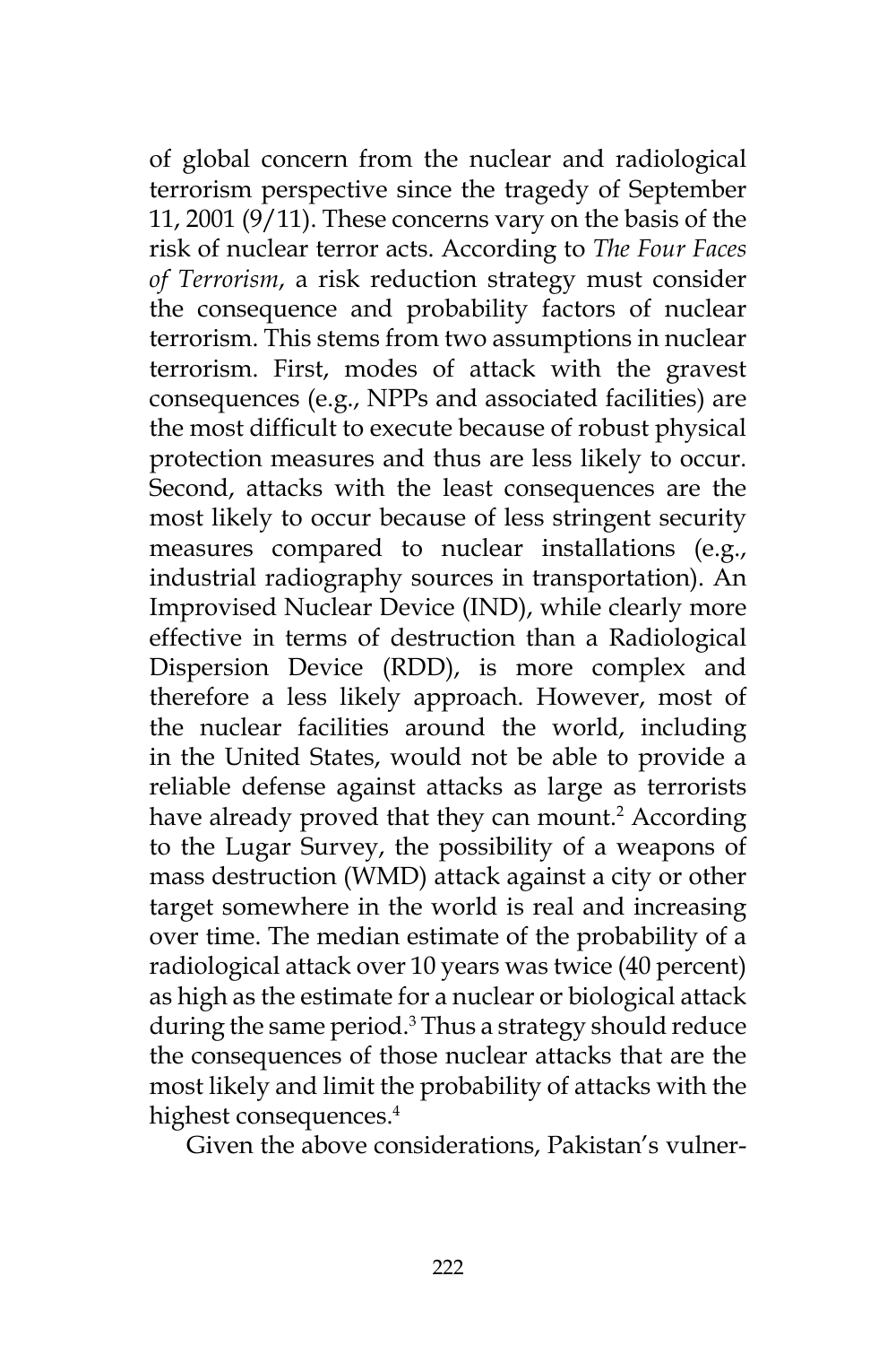of global concern from the nuclear and radiological terrorism perspective since the tragedy of September 11, 2001 (9/11). These concerns vary on the basis of the risk of nuclear terror acts. According to *The Four Faces of Terrorism*, a risk reduction strategy must consider the consequence and probability factors of nuclear terrorism. This stems from two assumptions in nuclear terrorism. First, modes of attack with the gravest consequences (e.g., NPPs and associated facilities) are the most difficult to execute because of robust physical protection measures and thus are less likely to occur. Second, attacks with the least consequences are the most likely to occur because of less stringent security measures compared to nuclear installations (e.g., industrial radiography sources in transportation). An Improvised Nuclear Device (IND), while clearly more effective in terms of destruction than a Radiological Dispersion Device (RDD), is more complex and therefore a less likely approach. However, most of the nuclear facilities around the world, including in the United States, would not be able to provide a reliable defense against attacks as large as terrorists have already proved that they can mount.[2] According to the Lugar Survey, the possibility of a weapons of mass destruction (WMD) attack against a city or other target somewhere in the world is real and increasing over time. The median estimate of the probability of a radiological attack over 10 years was twice (40 percent) as high as the estimate for a nuclear or biological attack during the same period.[3] Thus a strategy should reduce the consequences of those nuclear attacks that are the most likely and limit the probability of attacks with the highest consequences.[4]

Given the above considerations, Pakistan's vulner-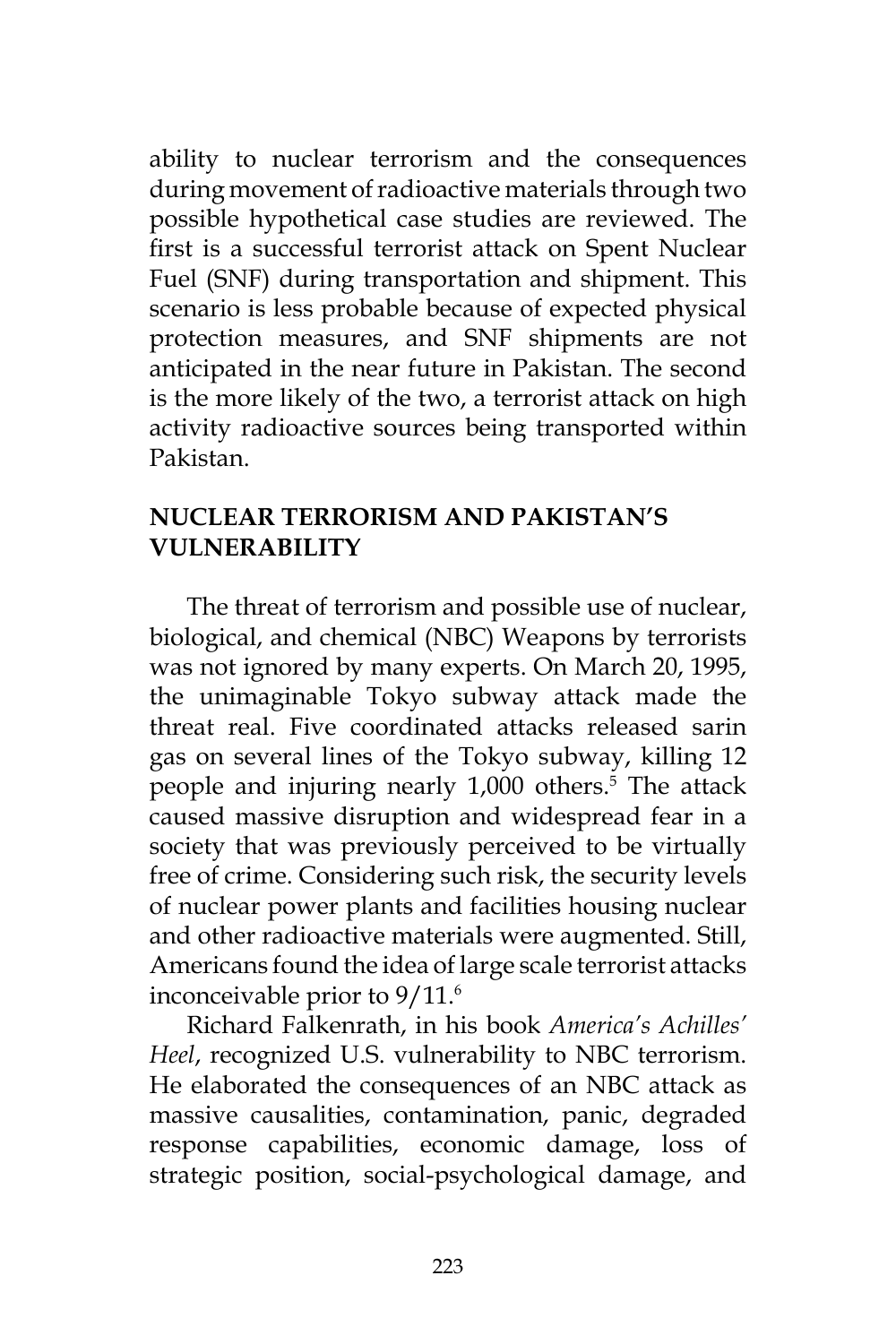ability to nuclear terrorism and the consequences during movement of radioactive materials through two possible hypothetical case studies are reviewed. The first is a successful terrorist attack on Spent Nuclear Fuel (SNF) during transportation and shipment. This scenario is less probable because of expected physical protection measures, and SNF shipments are not anticipated in the near future in Pakistan. The second is the more likely of the two, a terrorist attack on high activity radioactive sources being transported within Pakistan.

## NUCLEAR TERRORISM AND PAKISTAN'S VULNERABILITY

The threat of terrorism and possible use of nuclear, biological, and chemical (NBC) Weapons by terrorists was not ignored by many experts. On March 20, 1995, the unimaginable Tokyo subway attack made the threat real. Five coordinated attacks released sarin gas on several lines of the Tokyo subway, killing 12 people and injuring nearly 1,000 others.[5] The attack caused massive disruption and widespread fear in a society that was previously perceived to be virtually free of crime. Considering such risk, the security levels of nuclear power plants and facilities housing nuclear and other radioactive materials were augmented. Still, Americans found the idea of large scale terrorist attacks inconceivable prior to 9/11.[6]

Richard Falkenrath, in his book *America's Achilles' Heel*, recognized U.S. vulnerability to NBC terrorism. He elaborated the consequences of an NBC attack as massive causalities, contamination, panic, degraded response capabilities, economic damage, loss of strategic position, social-psychological damage, and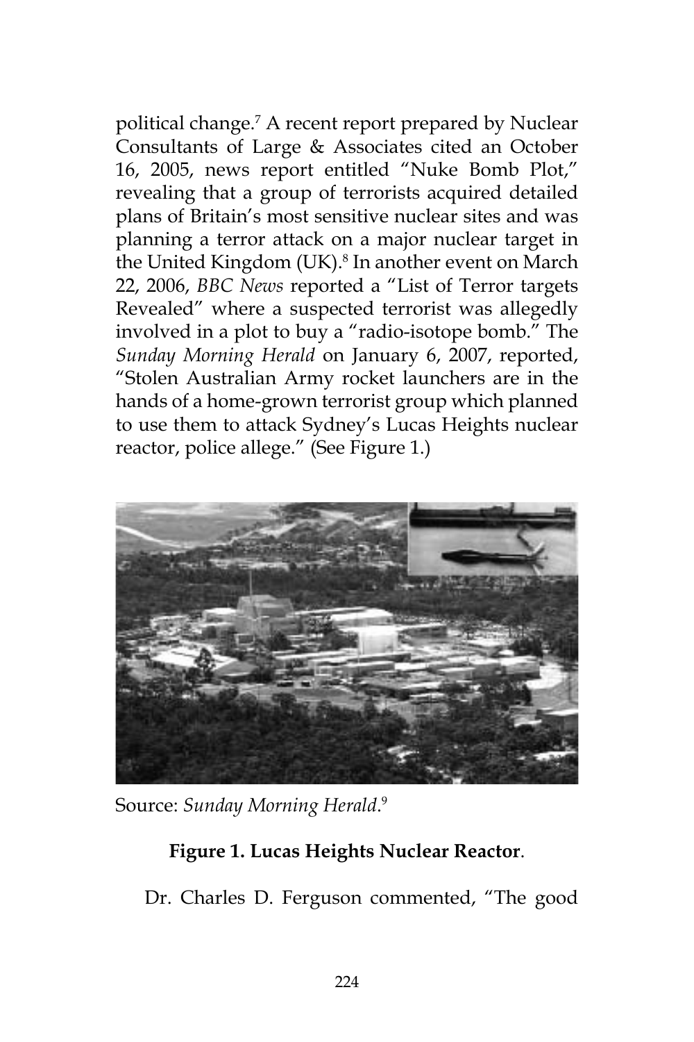political change.[7] A recent report prepared by Nuclear Consultants of Large & Associates cited an October 16, 2005, news report entitled "Nuke Bomb Plot," revealing that a group of terrorists acquired detailed plans of Britain's most sensitive nuclear sites and was planning a terror attack on a major nuclear target in the United Kingdom (UK).[8] In another event on March 22, 2006, *BBC News* reported a "List of Terror targets Revealed" where a suspected terrorist was allegedly involved in a plot to buy a "radio-isotope bomb." The *Sunday Morning Herald* on January 6, 2007, reported, "Stolen Australian Army rocket launchers are in the hands of a home-grown terrorist group which planned to use them to attack Sydney's Lucas Heights nuclear reactor, police allege." (See Figure 1.)

Source: *Sunday Morning Herald*.[9]

**Figure 1. Lucas Heights Nuclear Reactor**.

Dr. Charles D. Ferguson commented, "The good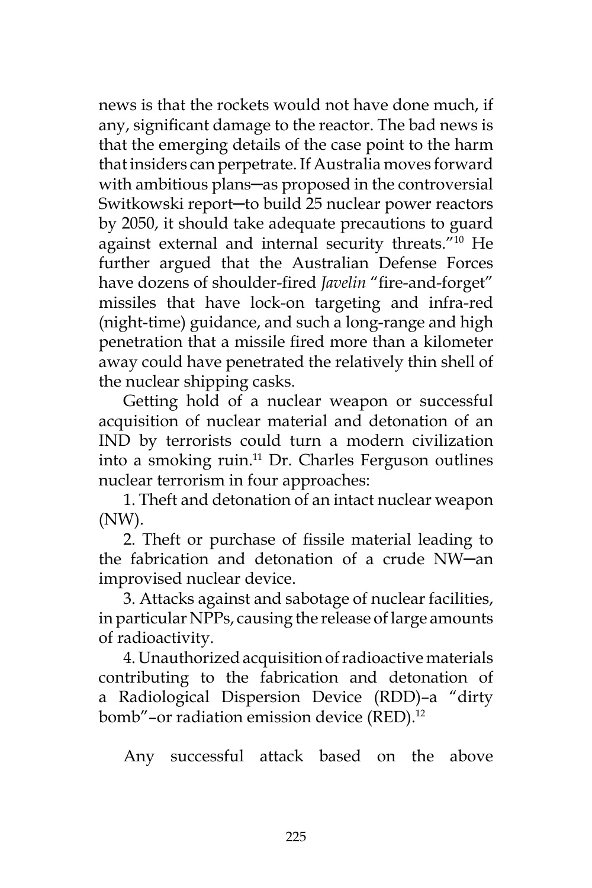news is that the rockets would not have done much, if any, significant damage to the reactor. The bad news is that the emerging details of the case point to the harm that insiders can perpetrate. If Australia moves forward with ambitious plans─as proposed in the controversial Switkowski report─to build 25 nuclear power reactors by 2050, it should take adequate precautions to guard against external and internal security threats."[10] He further argued that the Australian Defense Forces have dozens of shoulder-fired *Javelin* "fire-and-forget" missiles that have lock-on targeting and infra-red (night-time) guidance, and such a long-range and high penetration that a missile fired more than a kilometer away could have penetrated the relatively thin shell of the nuclear shipping casks.

Getting hold of a nuclear weapon or successful acquisition of nuclear material and detonation of an IND by terrorists could turn a modern civilization into a smoking ruin.[11] Dr. Charles Ferguson outlines nuclear terrorism in four approaches:

1. Theft and detonation of an intact nuclear weapon (NW).

2. Theft or purchase of fissile material leading to the fabrication and detonation of a crude NW─an improvised nuclear device.

3. Attacks against and sabotage of nuclear facilities, in particular NPPs, causing the release of large amounts of radioactivity.

4. Unauthorized acquisition of radioactive materials contributing to the fabrication and detonation of a Radiological Dispersion Device (RDD)–a "dirty bomb"–or radiation emission device (RED).[12]

Any successful attack based on the above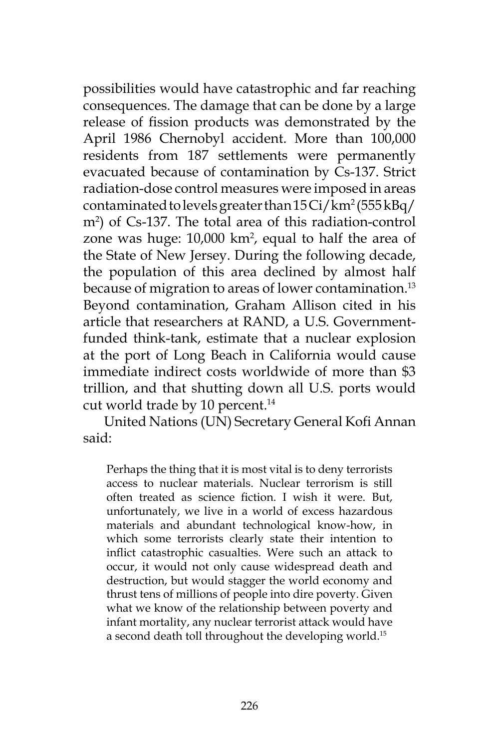possibilities would have catastrophic and far reaching consequences. The damage that can be done by a large release of fission products was demonstrated by the April 1986 Chernobyl accident. More than 100,000 residents from 187 settlements were permanently evacuated because of contamination by Cs-137. Strict radiation-dose control measures were imposed in areas contaminated to levels greater than 15 $Ci/km^2$ (555 $kBq/m^2$) of Cs-137. The total area of this radiation-control zone was huge: 10,000 $km^2$, equal to half the area of the State of New Jersey. During the following decade, the population of this area declined by almost half because of migration to areas of lower contamination.[13] Beyond contamination, Graham Allison cited in his article that researchers at RAND, a U.S. Government-funded think-tank, estimate that a nuclear explosion at the port of Long Beach in California would cause immediate indirect costs worldwide of more than $3 trillion, and that shutting down all U.S. ports would cut world trade by 10 percent.[14]

United Nations (UN) Secretary General Kofi Annan said:

> Perhaps the thing that it is most vital is to deny terrorists access to nuclear materials. Nuclear terrorism is still often treated as science fiction. I wish it were. But, unfortunately, we live in a world of excess hazardous materials and abundant technological know-how, in which some terrorists clearly state their intention to inflict catastrophic casualties. Were such an attack to occur, it would not only cause widespread death and destruction, but would stagger the world economy and thrust tens of millions of people into dire poverty. Given what we know of the relationship between poverty and infant mortality, any nuclear terrorist attack would have a second death toll throughout the developing world.[15]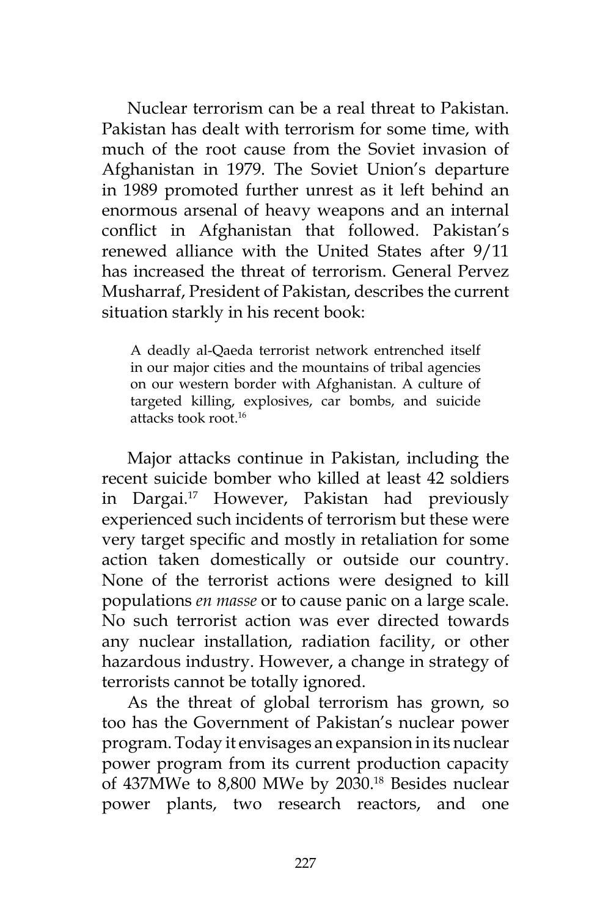Nuclear terrorism can be a real threat to Pakistan. Pakistan has dealt with terrorism for some time, with much of the root cause from the Soviet invasion of Afghanistan in 1979. The Soviet Union's departure in 1989 promoted further unrest as it left behind an enormous arsenal of heavy weapons and an internal conflict in Afghanistan that followed. Pakistan's renewed alliance with the United States after 9/11 has increased the threat of terrorism. General Pervez Musharraf, President of Pakistan, describes the current situation starkly in his recent book:

> A deadly al-Qaeda terrorist network entrenched itself in our major cities and the mountains of tribal agencies on our western border with Afghanistan. A culture of targeted killing, explosives, car bombs, and suicide attacks took root.[16]

Major attacks continue in Pakistan, including the recent suicide bomber who killed at least 42 soldiers in Dargai.[17] However, Pakistan had previously experienced such incidents of terrorism but these were very target specific and mostly in retaliation for some action taken domestically or outside our country. None of the terrorist actions were designed to kill populations *en masse* or to cause panic on a large scale. No such terrorist action was ever directed towards any nuclear installation, radiation facility, or other hazardous industry. However, a change in strategy of terrorists cannot be totally ignored.

As the threat of global terrorism has grown, so too has the Government of Pakistan's nuclear power program. Today it envisages an expansion in its nuclear power program from its current production capacity of 437MWe to 8,800 MWe by 2030.[18] Besides nuclear power plants, two research reactors, and one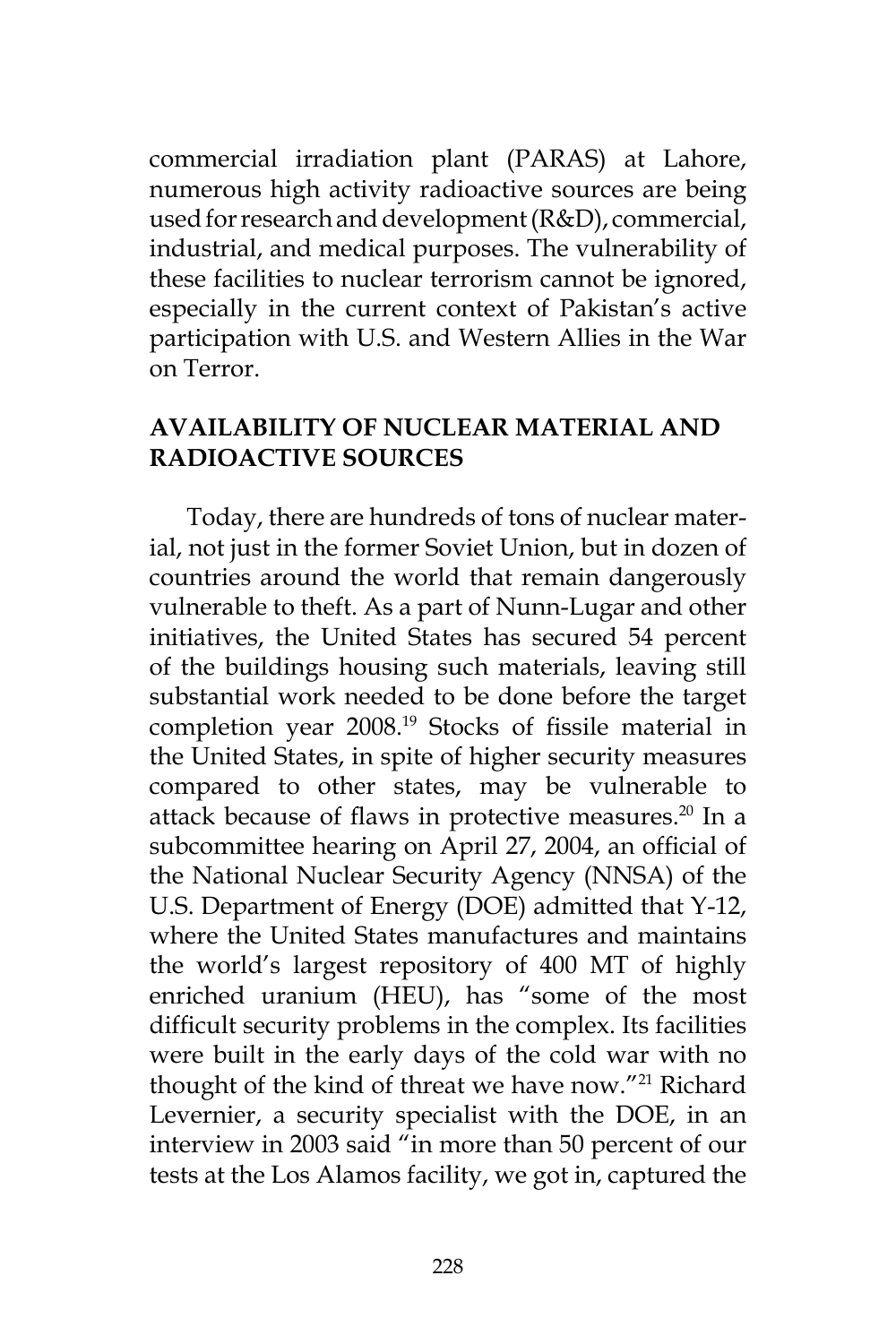commercial irradiation plant (PARAS) at Lahore, numerous high activity radioactive sources are being used for research and development (R&D), commercial, industrial, and medical purposes. The vulnerability of these facilities to nuclear terrorism cannot be ignored, especially in the current context of Pakistan's active participation with U.S. and Western Allies in the War on Terror.

## AVAILABILITY OF NUCLEAR MATERIAL AND RADIOACTIVE SOURCES

Today, there are hundreds of tons of nuclear material, not just in the former Soviet Union, but in dozen of countries around the world that remain dangerously vulnerable to theft. As a part of Nunn-Lugar and other initiatives, the United States has secured 54 percent of the buildings housing such materials, leaving still substantial work needed to be done before the target completion year 2008.[19] Stocks of fissile material in the United States, in spite of higher security measures compared to other states, may be vulnerable to attack because of flaws in protective measures.[20] In a subcommittee hearing on April 27, 2004, an official of the National Nuclear Security Agency (NNSA) of the U.S. Department of Energy (DOE) admitted that Y-12, where the United States manufactures and maintains the world's largest repository of 400 MT of highly enriched uranium (HEU), has "some of the most difficult security problems in the complex. Its facilities were built in the early days of the cold war with no thought of the kind of threat we have now."[21] Richard Levernier, a security specialist with the DOE, in an interview in 2003 said "in more than 50 percent of our tests at the Los Alamos facility, we got in, captured the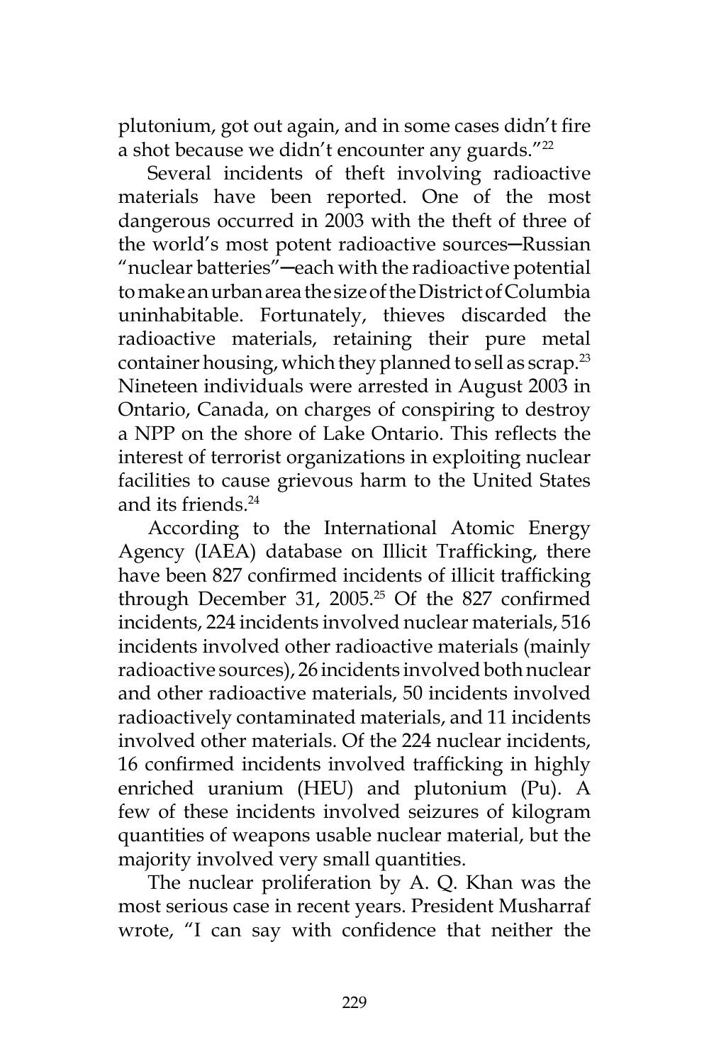plutonium, got out again, and in some cases didn't fire a shot because we didn't encounter any guards."[22]

Several incidents of theft involving radioactive materials have been reported. One of the most dangerous occurred in 2003 with the theft of three of the world's most potent radioactive sources—Russian "nuclear batteries"—each with the radioactive potential to make an urban area the size of the District of Columbia uninhabitable. Fortunately, thieves discarded the radioactive materials, retaining their pure metal container housing, which they planned to sell as scrap.[23] Nineteen individuals were arrested in August 2003 in Ontario, Canada, on charges of conspiring to destroy a NPP on the shore of Lake Ontario. This reflects the interest of terrorist organizations in exploiting nuclear facilities to cause grievous harm to the United States and its friends.[24]

According to the International Atomic Energy Agency (IAEA) database on Illicit Trafficking, there have been 827 confirmed incidents of illicit trafficking through December 31, 2005.[25] Of the 827 confirmed incidents, 224 incidents involved nuclear materials, 516 incidents involved other radioactive materials (mainly radioactive sources), 26 incidents involved both nuclear and other radioactive materials, 50 incidents involved radioactively contaminated materials, and 11 incidents involved other materials. Of the 224 nuclear incidents, 16 confirmed incidents involved trafficking in highly enriched uranium (HEU) and plutonium (Pu). A few of these incidents involved seizures of kilogram quantities of weapons usable nuclear material, but the majority involved very small quantities.

The nuclear proliferation by A. Q. Khan was the most serious case in recent years. President Musharraf wrote, "I can say with confidence that neither the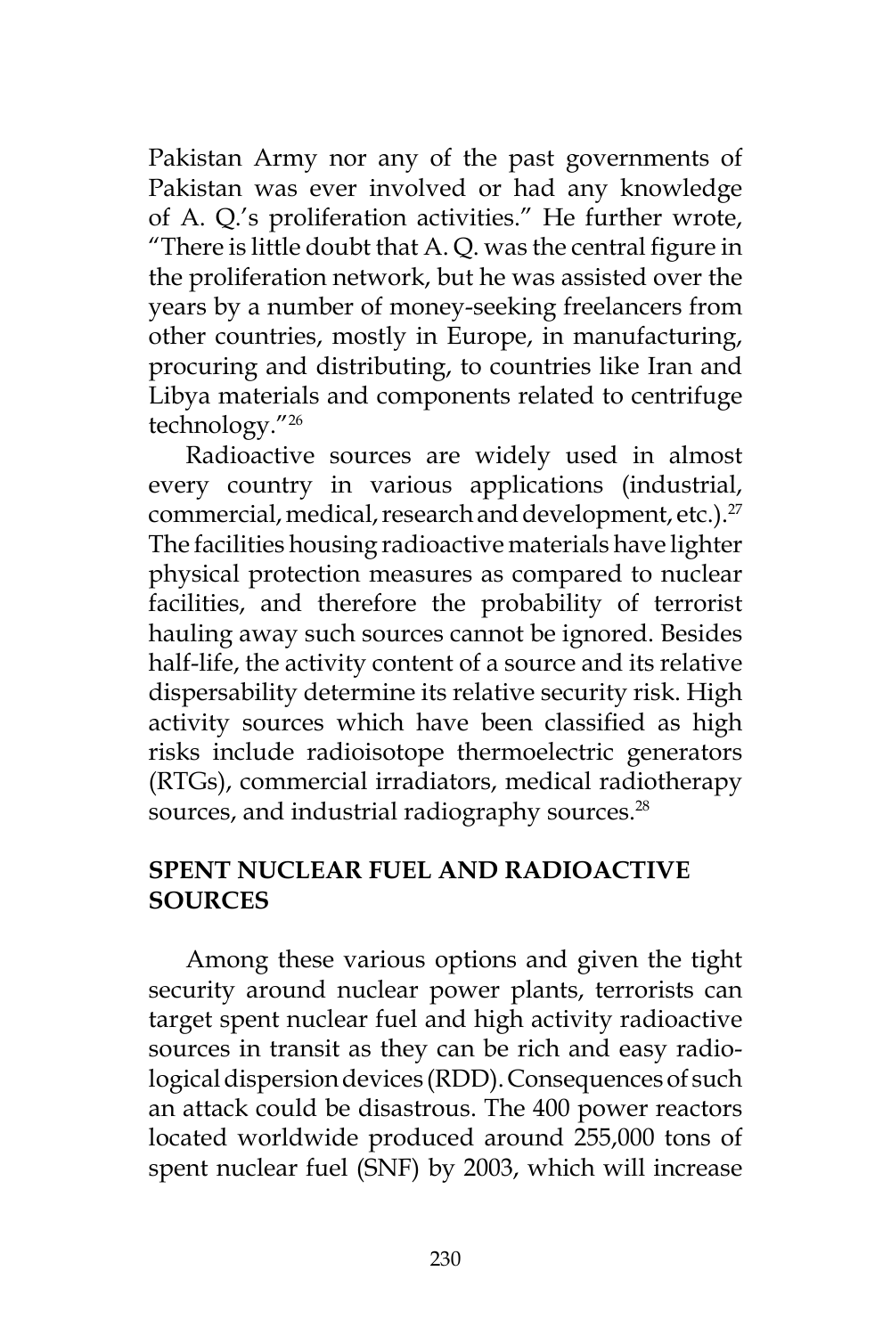Pakistan Army nor any of the past governments of Pakistan was ever involved or had any knowledge of A. Q.'s proliferation activities." He further wrote, "There is little doubt that A. Q. was the central figure in the proliferation network, but he was assisted over the years by a number of money-seeking freelancers from other countries, mostly in Europe, in manufacturing, procuring and distributing, to countries like Iran and Libya materials and components related to centrifuge technology."[26]

Radioactive sources are widely used in almost every country in various applications (industrial, commercial, medical, research and development, etc.).[27] The facilities housing radioactive materials have lighter physical protection measures as compared to nuclear facilities, and therefore the probability of terrorist hauling away such sources cannot be ignored. Besides half-life, the activity content of a source and its relative dispersability determine its relative security risk. High activity sources which have been classified as high risks include radioisotope thermoelectric generators (RTGs), commercial irradiators, medical radiotherapy sources, and industrial radiography sources.[28]

## SPENT NUCLEAR FUEL AND RADIOACTIVE SOURCES

Among these various options and given the tight security around nuclear power plants, terrorists can target spent nuclear fuel and high activity radioactive sources in transit as they can be rich and easy radiological dispersion devices (RDD). Consequences of such an attack could be disastrous. The 400 power reactors located worldwide produced around 255,000 tons of spent nuclear fuel (SNF) by 2003, which will increase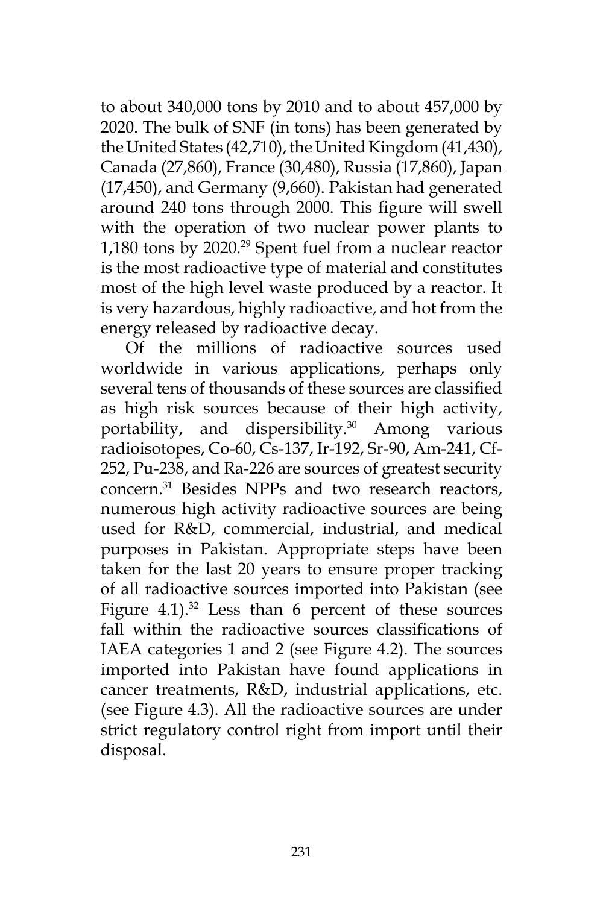to about 340,000 tons by 2010 and to about 457,000 by 2020. The bulk of SNF (in tons) has been generated by the United States (42,710), the United Kingdom (41,430), Canada (27,860), France (30,480), Russia (17,860), Japan (17,450), and Germany (9,660). Pakistan had generated around 240 tons through 2000. This figure will swell with the operation of two nuclear power plants to 1,180 tons by 2020.[29] Spent fuel from a nuclear reactor is the most radioactive type of material and constitutes most of the high level waste produced by a reactor. It is very hazardous, highly radioactive, and hot from the energy released by radioactive decay.

Of the millions of radioactive sources used worldwide in various applications, perhaps only several tens of thousands of these sources are classified as high risk sources because of their high activity, portability, and dispersibility.[30] Among various radioisotopes, Co-60, Cs-137, Ir-192, Sr-90, Am-241, Cf-252, Pu-238, and Ra-226 are sources of greatest security concern.[31] Besides NPPs and two research reactors, numerous high activity radioactive sources are being used for R&D, commercial, industrial, and medical purposes in Pakistan. Appropriate steps have been taken for the last 20 years to ensure proper tracking of all radioactive sources imported into Pakistan (see Figure 4.1).[32] Less than 6 percent of these sources fall within the radioactive sources classifications of IAEA categories 1 and 2 (see Figure 4.2). The sources imported into Pakistan have found applications in cancer treatments, R&D, industrial applications, etc. (see Figure 4.3). All the radioactive sources are under strict regulatory control right from import until their disposal.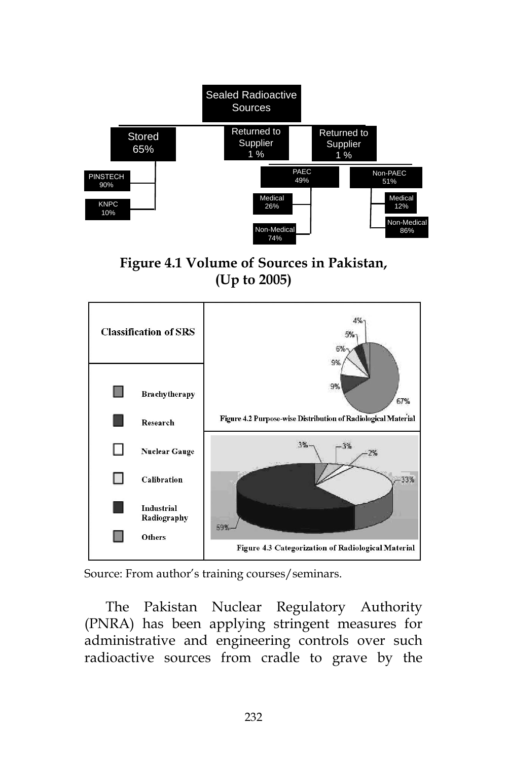Sealed Radioactive Sources

Stored 65%
- PINSTECH 90%
- KNPC 10%

Returned to Supplier 1 %

Returned to Supplier 1 %
- PAEC 49%
  - Medical 26%
  - Non-Medical 74%
- Non-PAEC 51%
  - Medical 12%
  - Non-Medical 86%

**Figure 4.1 Volume of Sources in Pakistan, (Up to 2005)**

| Classification of SRS | |
|---|---|
| Brachytherapy | |
| Research | |
| Nuclear Gauge | |
| Calibration | |
| Industrial Radiography | |
| Others | |

4%, 5%, 6%, 9%, 9%, 67%

Figure 4.2 Purpose-wise Distribution of Radiological Material

3%, 3%, 2%, 33%, 59%

Figure 4.3 Categorization of Radiological Material

Source: From author's training courses/seminars.

The Pakistan Nuclear Regulatory Authority (PNRA) has been applying stringent measures for administrative and engineering controls over such radioactive sources from cradle to grave by the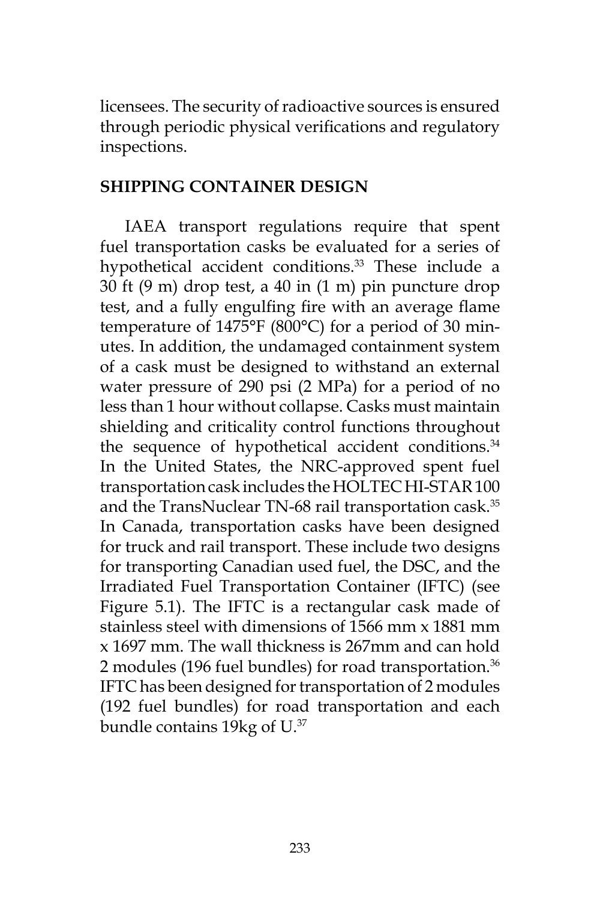licensees. The security of radioactive sources is ensured through periodic physical verifications and regulatory inspections.

## SHIPPING CONTAINER DESIGN

IAEA transport regulations require that spent fuel transportation casks be evaluated for a series of hypothetical accident conditions.[33] These include a 30 ft (9 m) drop test, a 40 in (1 m) pin puncture drop test, and a fully engulfing fire with an average flame temperature of 1475°F (800°C) for a period of 30 minutes. In addition, the undamaged containment system of a cask must be designed to withstand an external water pressure of 290 psi (2 MPa) for a period of no less than 1 hour without collapse. Casks must maintain shielding and criticality control functions throughout the sequence of hypothetical accident conditions.[34] In the United States, the NRC-approved spent fuel transportation cask includes the HOLTEC HI-STAR 100 and the TransNuclear TN-68 rail transportation cask.[35] In Canada, transportation casks have been designed for truck and rail transport. These include two designs for transporting Canadian used fuel, the DSC, and the Irradiated Fuel Transportation Container (IFTC) (see Figure 5.1). The IFTC is a rectangular cask made of stainless steel with dimensions of 1566 mm x 1881 mm x 1697 mm. The wall thickness is 267mm and can hold 2 modules (196 fuel bundles) for road transportation.[36] IFTC has been designed for transportation of 2 modules (192 fuel bundles) for road transportation and each bundle contains 19kg of U.[37]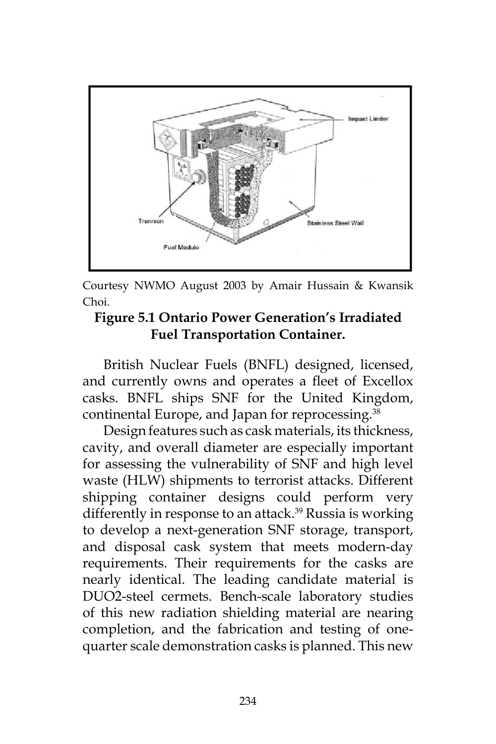Courtesy NWMO August 2003 by Amair Hussain & Kwansik Choi.

**Figure 5.1 Ontario Power Generation's Irradiated Fuel Transportation Container.**

British Nuclear Fuels (BNFL) designed, licensed, and currently owns and operates a fleet of Excellox casks. BNFL ships SNF for the United Kingdom, continental Europe, and Japan for reprocessing.[38]

Design features such as cask materials, its thickness, cavity, and overall diameter are especially important for assessing the vulnerability of SNF and high level waste (HLW) shipments to terrorist attacks. Different shipping container designs could perform very differently in response to an attack.[39] Russia is working to develop a next-generation SNF storage, transport, and disposal cask system that meets modern-day requirements. Their requirements for the casks are nearly identical. The leading candidate material is DUO2-steel cermets. Bench-scale laboratory studies of this new radiation shielding material are nearing completion, and the fabrication and testing of one-quarter scale demonstration casks is planned. This new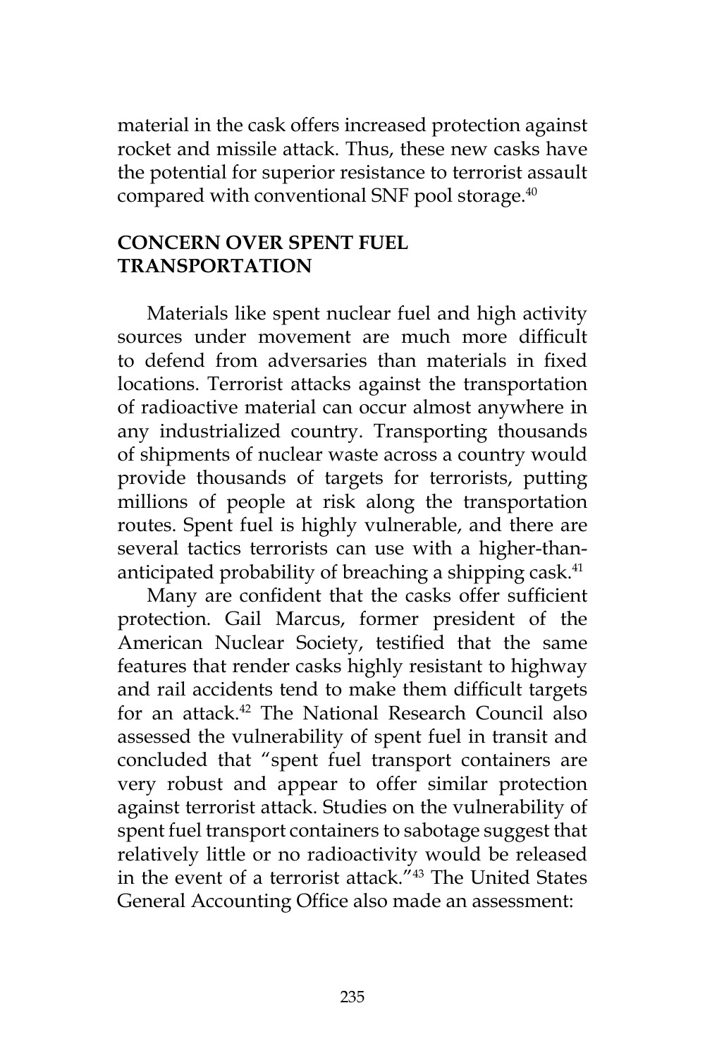material in the cask offers increased protection against rocket and missile attack. Thus, these new casks have the potential for superior resistance to terrorist assault compared with conventional SNF pool storage.[40]

## CONCERN OVER SPENT FUEL TRANSPORTATION

Materials like spent nuclear fuel and high activity sources under movement are much more difficult to defend from adversaries than materials in fixed locations. Terrorist attacks against the transportation of radioactive material can occur almost anywhere in any industrialized country. Transporting thousands of shipments of nuclear waste across a country would provide thousands of targets for terrorists, putting millions of people at risk along the transportation routes. Spent fuel is highly vulnerable, and there are several tactics terrorists can use with a higher-than-anticipated probability of breaching a shipping cask.[41]

Many are confident that the casks offer sufficient protection. Gail Marcus, former president of the American Nuclear Society, testified that the same features that render casks highly resistant to highway and rail accidents tend to make them difficult targets for an attack.[42] The National Research Council also assessed the vulnerability of spent fuel in transit and concluded that "spent fuel transport containers are very robust and appear to offer similar protection against terrorist attack. Studies on the vulnerability of spent fuel transport containers to sabotage suggest that relatively little or no radioactivity would be released in the event of a terrorist attack."[43] The United States General Accounting Office also made an assessment: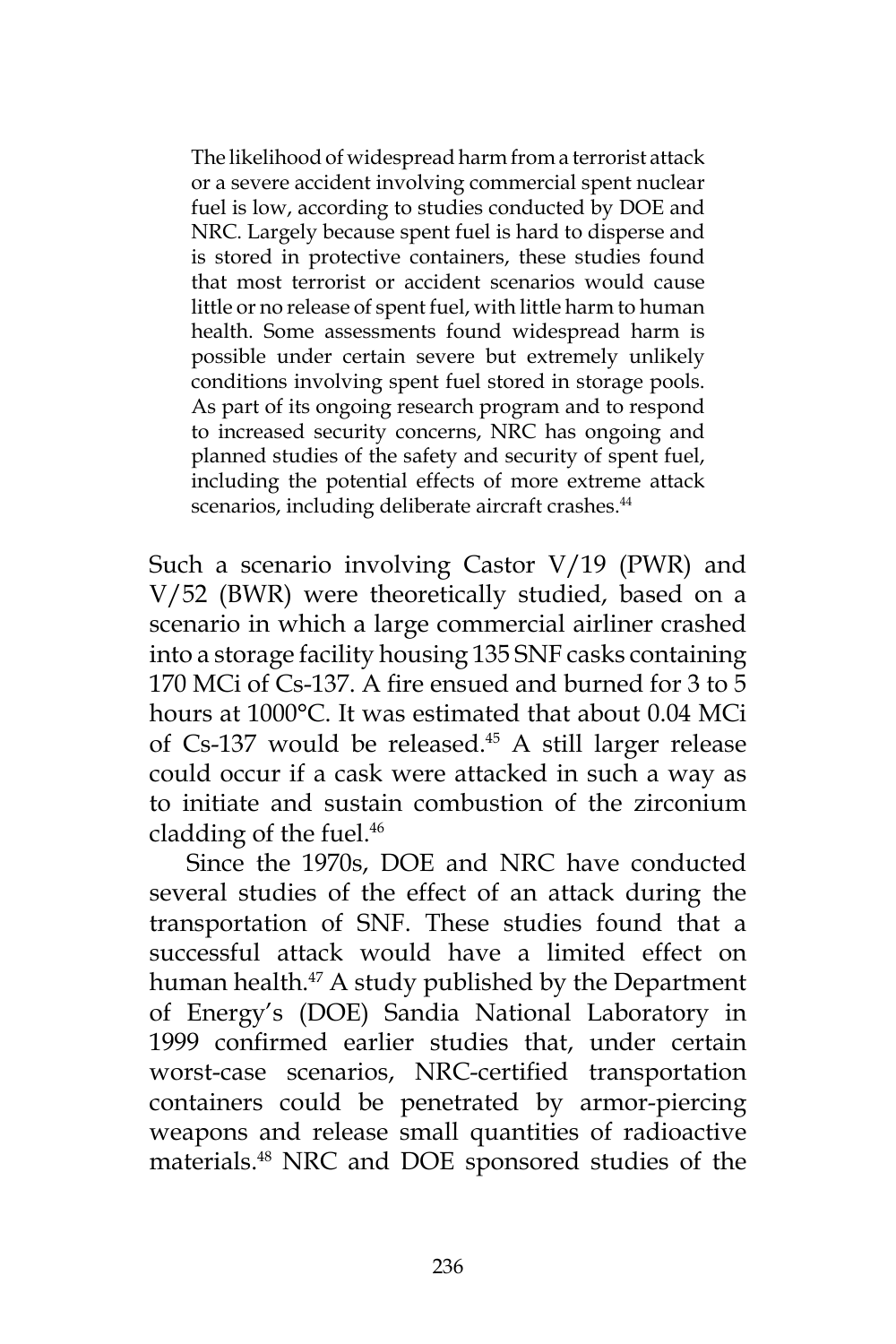> The likelihood of widespread harm from a terrorist attack or a severe accident involving commercial spent nuclear fuel is low, according to studies conducted by DOE and NRC. Largely because spent fuel is hard to disperse and is stored in protective containers, these studies found that most terrorist or accident scenarios would cause little or no release of spent fuel, with little harm to human health. Some assessments found widespread harm is possible under certain severe but extremely unlikely conditions involving spent fuel stored in storage pools. As part of its ongoing research program and to respond to increased security concerns, NRC has ongoing and planned studies of the safety and security of spent fuel, including the potential effects of more extreme attack scenarios, including deliberate aircraft crashes.[44]

Such a scenario involving Castor V/19 (PWR) and V/52 (BWR) were theoretically studied, based on a scenario in which a large commercial airliner crashed into a storage facility housing 135 SNF casks containing 170 MCi of Cs-137. A fire ensued and burned for 3 to 5 hours at 1000°C. It was estimated that about 0.04 MCi of Cs-137 would be released.[45] A still larger release could occur if a cask were attacked in such a way as to initiate and sustain combustion of the zirconium cladding of the fuel.[46]

Since the 1970s, DOE and NRC have conducted several studies of the effect of an attack during the transportation of SNF. These studies found that a successful attack would have a limited effect on human health.[47] A study published by the Department of Energy's (DOE) Sandia National Laboratory in 1999 confirmed earlier studies that, under certain worst-case scenarios, NRC-certified transportation containers could be penetrated by armor-piercing weapons and release small quantities of radioactive materials.[48] NRC and DOE sponsored studies of the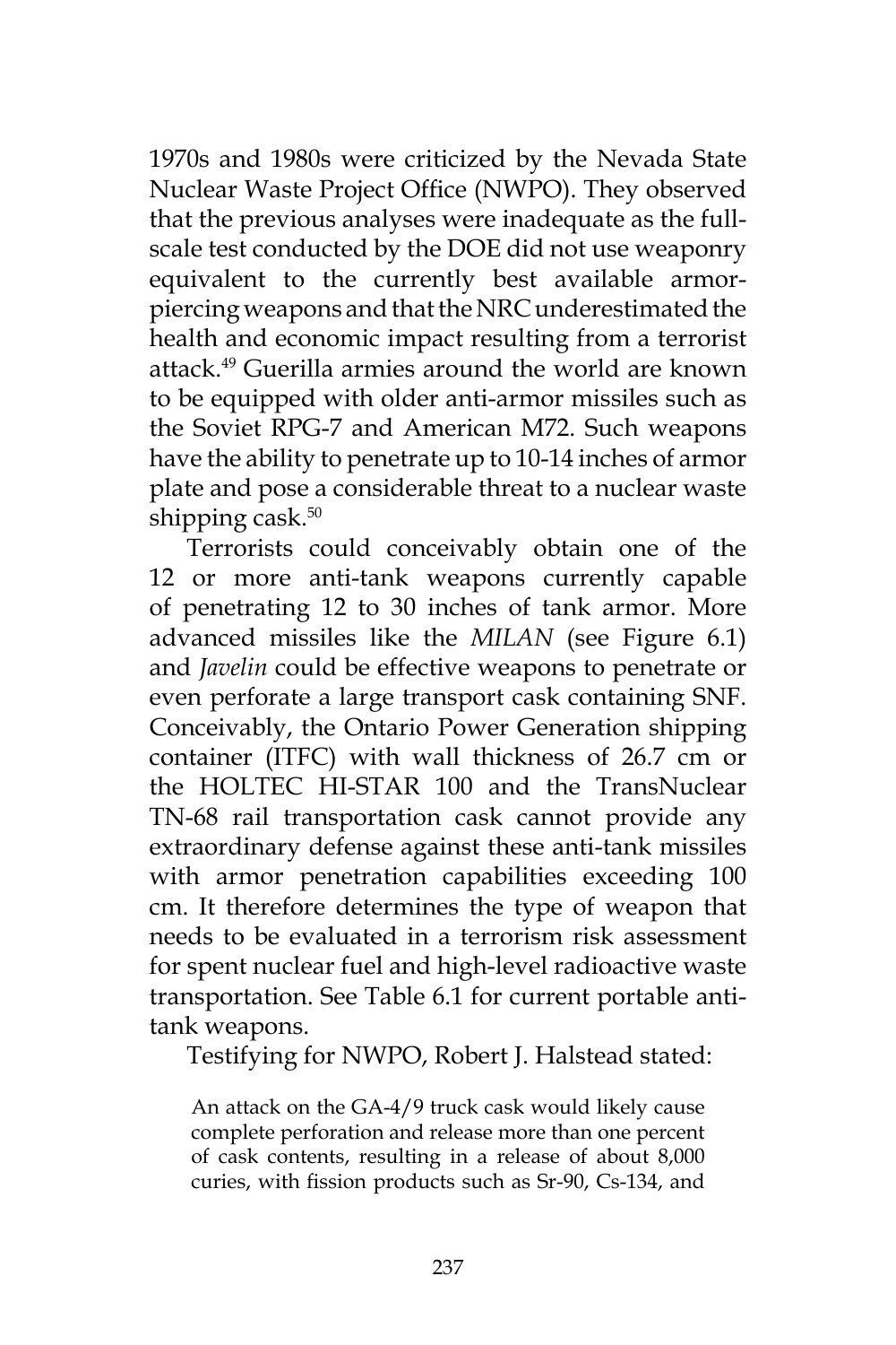1970s and 1980s were criticized by the Nevada State Nuclear Waste Project Office (NWPO). They observed that the previous analyses were inadequate as the full-scale test conducted by the DOE did not use weaponry equivalent to the currently best available armor-piercing weapons and that the NRC underestimated the health and economic impact resulting from a terrorist attack.[49] Guerilla armies around the world are known to be equipped with older anti-armor missiles such as the Soviet RPG-7 and American M72. Such weapons have the ability to penetrate up to 10-14 inches of armor plate and pose a considerable threat to a nuclear waste shipping cask.[50]

Terrorists could conceivably obtain one of the 12 or more anti-tank weapons currently capable of penetrating 12 to 30 inches of tank armor. More advanced missiles like the *MILAN* (see Figure 6.1) and *Javelin* could be effective weapons to penetrate or even perforate a large transport cask containing SNF. Conceivably, the Ontario Power Generation shipping container (ITFC) with wall thickness of 26.7 cm or the HOLTEC HI-STAR 100 and the TransNuclear TN-68 rail transportation cask cannot provide any extraordinary defense against these anti-tank missiles with armor penetration capabilities exceeding 100 cm. It therefore determines the type of weapon that needs to be evaluated in a terrorism risk assessment for spent nuclear fuel and high-level radioactive waste transportation. See Table 6.1 for current portable anti-tank weapons.

Testifying for NWPO, Robert J. Halstead stated:

> An attack on the GA-4/9 truck cask would likely cause complete perforation and release more than one percent of cask contents, resulting in a release of about 8,000 curies, with fission products such as Sr-90, Cs-134, and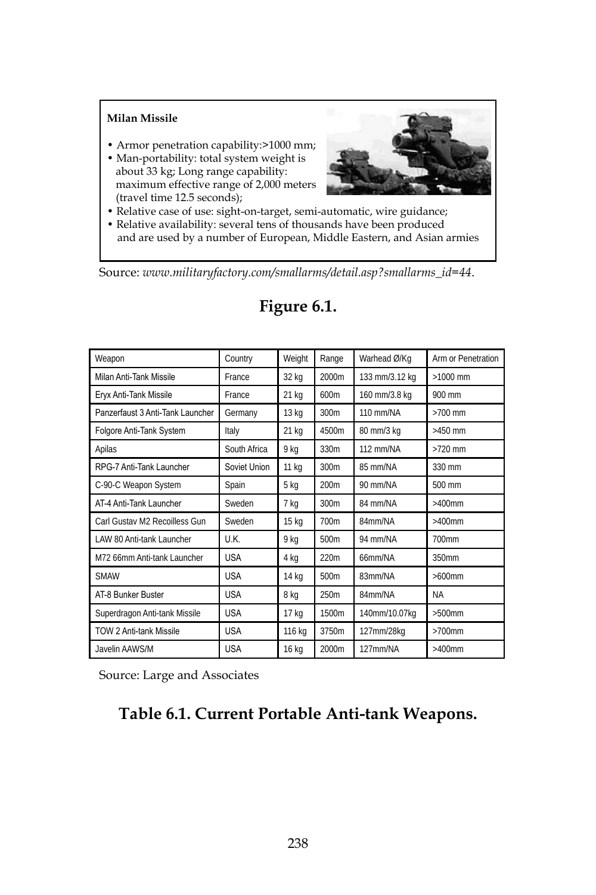**Milan Missile**

- Armor penetration capability:>1000 mm;
- Man-portability: total system weight is about 33 kg; Long range capability: maximum effective range of 2,000 meters (travel time 12.5 seconds);
- Relative case of use: sight-on-target, semi-automatic, wire guidance;
- Relative availability: several tens of thousands have been produced and are used by a number of European, Middle Eastern, and Asian armies

Source: *www.militaryfactory.com/smallarms/detail.asp?smallarms_id=44.*

**Figure 6.1.**

| Weapon | Country | Weight | Range | Warhead Ø/Kg | Arm or Penetration |
|---|---|---|---|---|---|
| Milan Anti-Tank Missile | France | 32 kg | 2000m | 133 mm/3.12 kg | >1000 mm |
| Eryx Anti-Tank Missile | France | 21 kg | 600m | 160 mm/3.8 kg | 900 mm |
| Panzerfaust 3 Anti-Tank Launcher | Germany | 13 kg | 300m | 110 mm/NA | >700 mm |
| Folgore Anti-Tank System | Italy | 21 kg | 4500m | 80 mm/3 kg | >450 mm |
| Apilas | South Africa | 9 kg | 330m | 112 mm/NA | >720 mm |
| RPG-7 Anti-Tank Launcher | Soviet Union | 11 kg | 300m | 85 mm/NA | 330 mm |
| C-90-C Weapon System | Spain | 5 kg | 200m | 90 mm/NA | 500 mm |
| AT-4 Anti-Tank Launcher | Sweden | 7 kg | 300m | 84 mm/NA | >400mm |
| Carl Gustav M2 Recoilless Gun | Sweden | 15 kg | 700m | 84mm/NA | >400mm |
| LAW 80 Anti-tank Launcher | U.K. | 9 kg | 500m | 94 mm/NA | 700mm |
| M72 66mm Anti-tank Launcher | USA | 4 kg | 220m | 66mm/NA | 350mm |
| SMAW | USA | 14 kg | 500m | 83mm/NA | >600mm |
| AT-8 Bunker Buster | USA | 8 kg | 250m | 84mm/NA | NA |
| Superdragon Anti-tank Missile | USA | 17 kg | 1500m | 140mm/10.07kg | >500mm |
| TOW 2 Anti-tank Missile | USA | 116 kg | 3750m | 127mm/28kg | >700mm |
| Javelin AAWS/M | USA | 16 kg | 2000m | 127mm/NA | >400mm |

Source: Large and Associates

**Table 6.1. Current Portable Anti-tank Weapons.**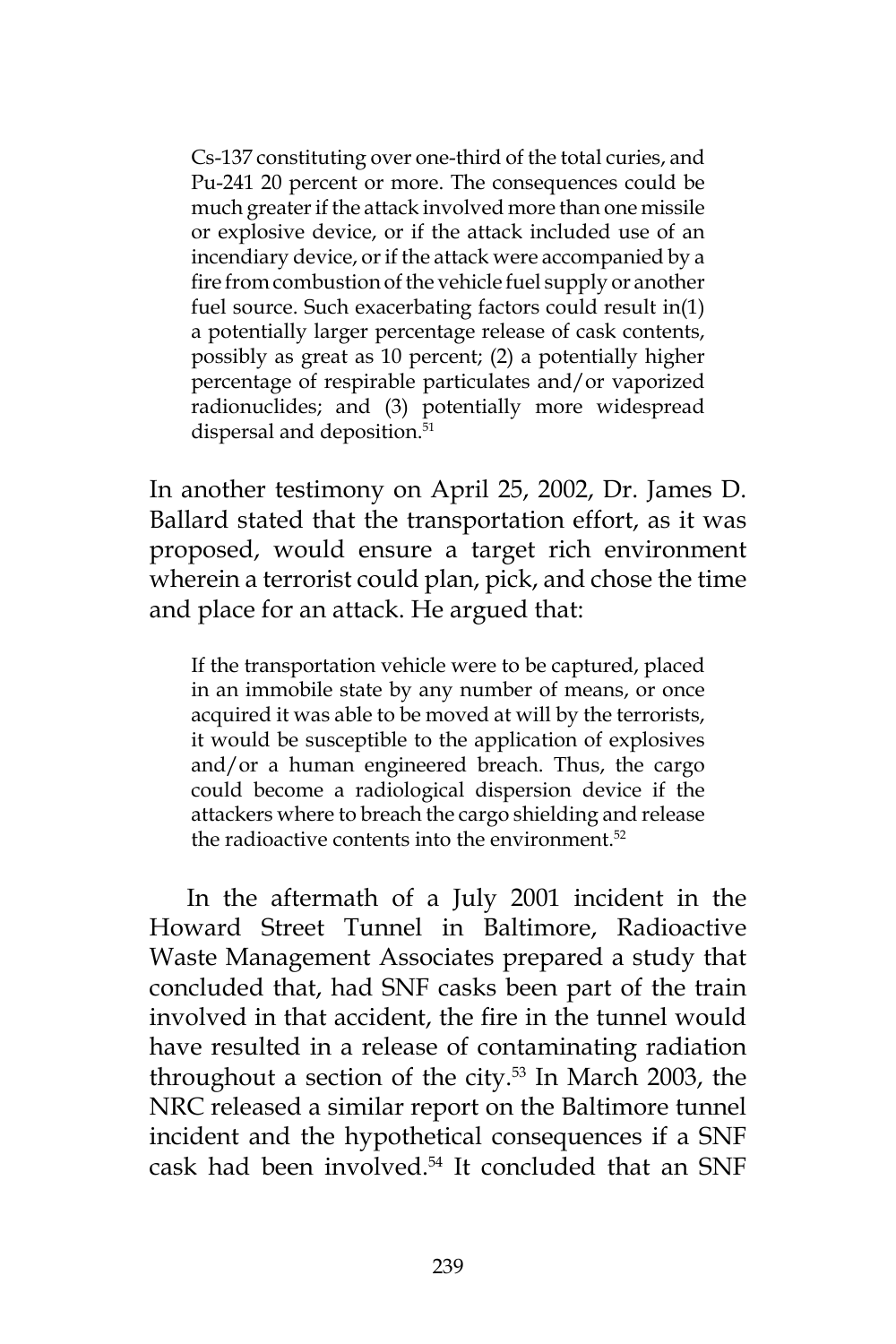> Cs-137 constituting over one-third of the total curies, and Pu-241 20 percent or more. The consequences could be much greater if the attack involved more than one missile or explosive device, or if the attack included use of an incendiary device, or if the attack were accompanied by a fire from combustion of the vehicle fuel supply or another fuel source. Such exacerbating factors could result in(1) a potentially larger percentage release of cask contents, possibly as great as 10 percent; (2) a potentially higher percentage of respirable particulates and/or vaporized radionuclides; and (3) potentially more widespread dispersal and deposition.[51]

In another testimony on April 25, 2002, Dr. James D. Ballard stated that the transportation effort, as it was proposed, would ensure a target rich environment wherein a terrorist could plan, pick, and chose the time and place for an attack. He argued that:

> If the transportation vehicle were to be captured, placed in an immobile state by any number of means, or once acquired it was able to be moved at will by the terrorists, it would be susceptible to the application of explosives and/or a human engineered breach. Thus, the cargo could become a radiological dispersion device if the attackers where to breach the cargo shielding and release the radioactive contents into the environment.[52]

In the aftermath of a July 2001 incident in the Howard Street Tunnel in Baltimore, Radioactive Waste Management Associates prepared a study that concluded that, had SNF casks been part of the train involved in that accident, the fire in the tunnel would have resulted in a release of contaminating radiation throughout a section of the city.[53] In March 2003, the NRC released a similar report on the Baltimore tunnel incident and the hypothetical consequences if a SNF cask had been involved.[54] It concluded that an SNF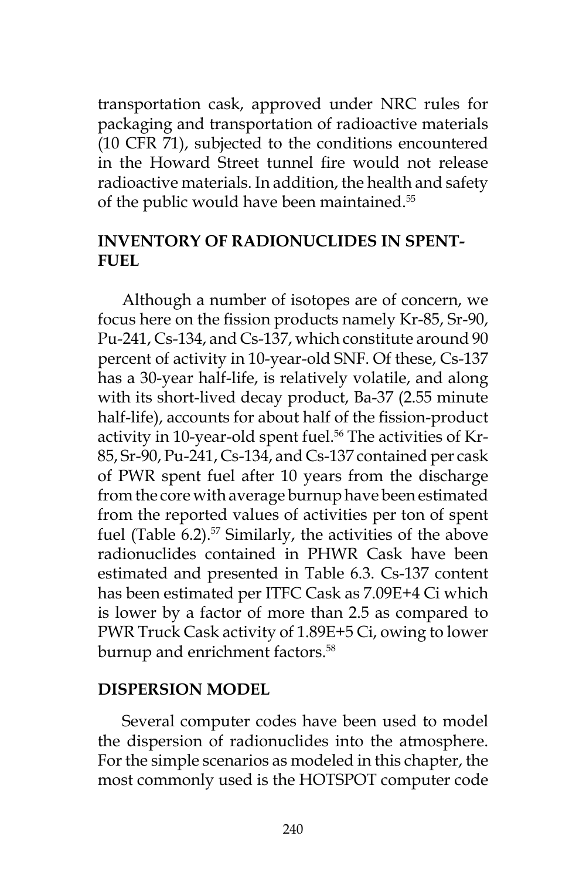transportation cask, approved under NRC rules for packaging and transportation of radioactive materials (10 CFR 71), subjected to the conditions encountered in the Howard Street tunnel fire would not release radioactive materials. In addition, the health and safety of the public would have been maintained.[55]

## INVENTORY OF RADIONUCLIDES IN SPENT-FUEL

Although a number of isotopes are of concern, we focus here on the fission products namely Kr-85, Sr-90, Pu-241, Cs-134, and Cs-137, which constitute around 90 percent of activity in 10-year-old SNF. Of these, Cs-137 has a 30-year half-life, is relatively volatile, and along with its short-lived decay product, Ba-37 (2.55 minute half-life), accounts for about half of the fission-product activity in 10-year-old spent fuel.[56] The activities of Kr-85, Sr-90, Pu-241, Cs-134, and Cs-137 contained per cask of PWR spent fuel after 10 years from the discharge from the core with average burnup have been estimated from the reported values of activities per ton of spent fuel (Table 6.2).[57] Similarly, the activities of the above radionuclides contained in PHWR Cask have been estimated and presented in Table 6.3. Cs-137 content has been estimated per ITFC Cask as 7.09E+4 Ci which is lower by a factor of more than 2.5 as compared to PWR Truck Cask activity of 1.89E+5 Ci, owing to lower burnup and enrichment factors.[58]

## DISPERSION MODEL

Several computer codes have been used to model the dispersion of radionuclides into the atmosphere. For the simple scenarios as modeled in this chapter, the most commonly used is the HOTSPOT computer code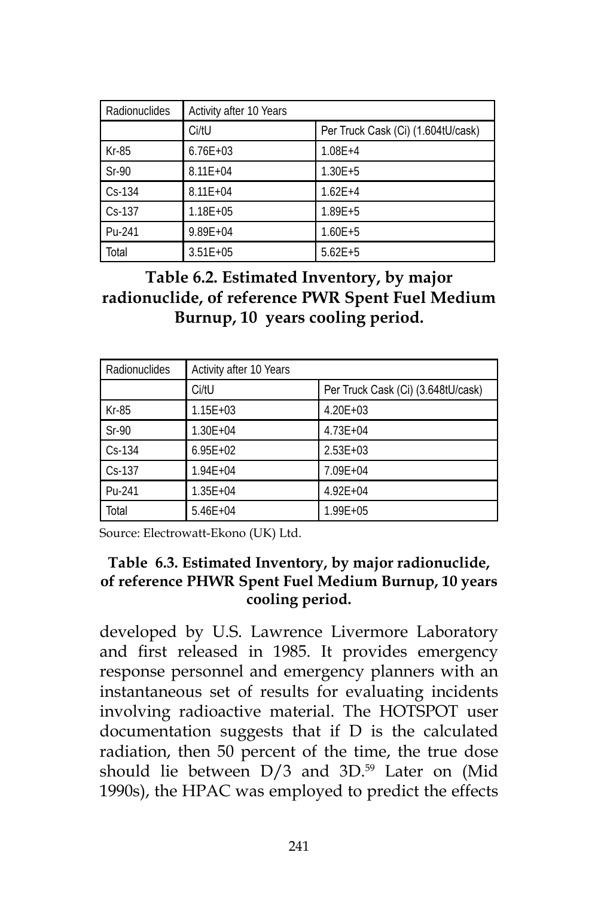| Radionuclides | Activity after 10 Years | |
|---|---|---|
| | Ci/tU | Per Truck Cask (Ci) (1.604tU/cask) |
| Kr-85 | 6.76E+03 | 1.08E+4 |
| Sr-90 | 8.11E+04 | 1.30E+5 |
| Cs-134 | 8.11E+04 | 1.62E+4 |
| Cs-137 | 1.18E+05 | 1.89E+5 |
| Pu-241 | 9.89E+04 | 1.60E+5 |
| Total | 3.51E+05 | 5.62E+5 |

**Table 6.2. Estimated Inventory, by major radionuclide, of reference PWR Spent Fuel Medium Burnup, 10 years cooling period.**

| Radionuclides | Activity after 10 Years | |
|---|---|---|
| | Ci/tU | Per Truck Cask (Ci) (3.648tU/cask) |
| Kr-85 | 1.15E+03 | 4.20E+03 |
| Sr-90 | 1.30E+04 | 4.73E+04 |
| Cs-134 | 6.95E+02 | 2.53E+03 |
| Cs-137 | 1.94E+04 | 7.09E+04 |
| Pu-241 | 1.35E+04 | 4.92E+04 |
| Total | 5.46E+04 | 1.99E+05 |

Source: Electrowatt-Ekono (UK) Ltd.

**Table 6.3. Estimated Inventory, by major radionuclide, of reference PHWR Spent Fuel Medium Burnup, 10 years cooling period.**

developed by U.S. Lawrence Livermore Laboratory and first released in 1985. It provides emergency response personnel and emergency planners with an instantaneous set of results for evaluating incidents involving radioactive material. The HOTSPOT user documentation suggests that if D is the calculated radiation, then 50 percent of the time, the true dose should lie between D/3 and 3D.[59] Later on (Mid 1990s), the HPAC was employed to predict the effects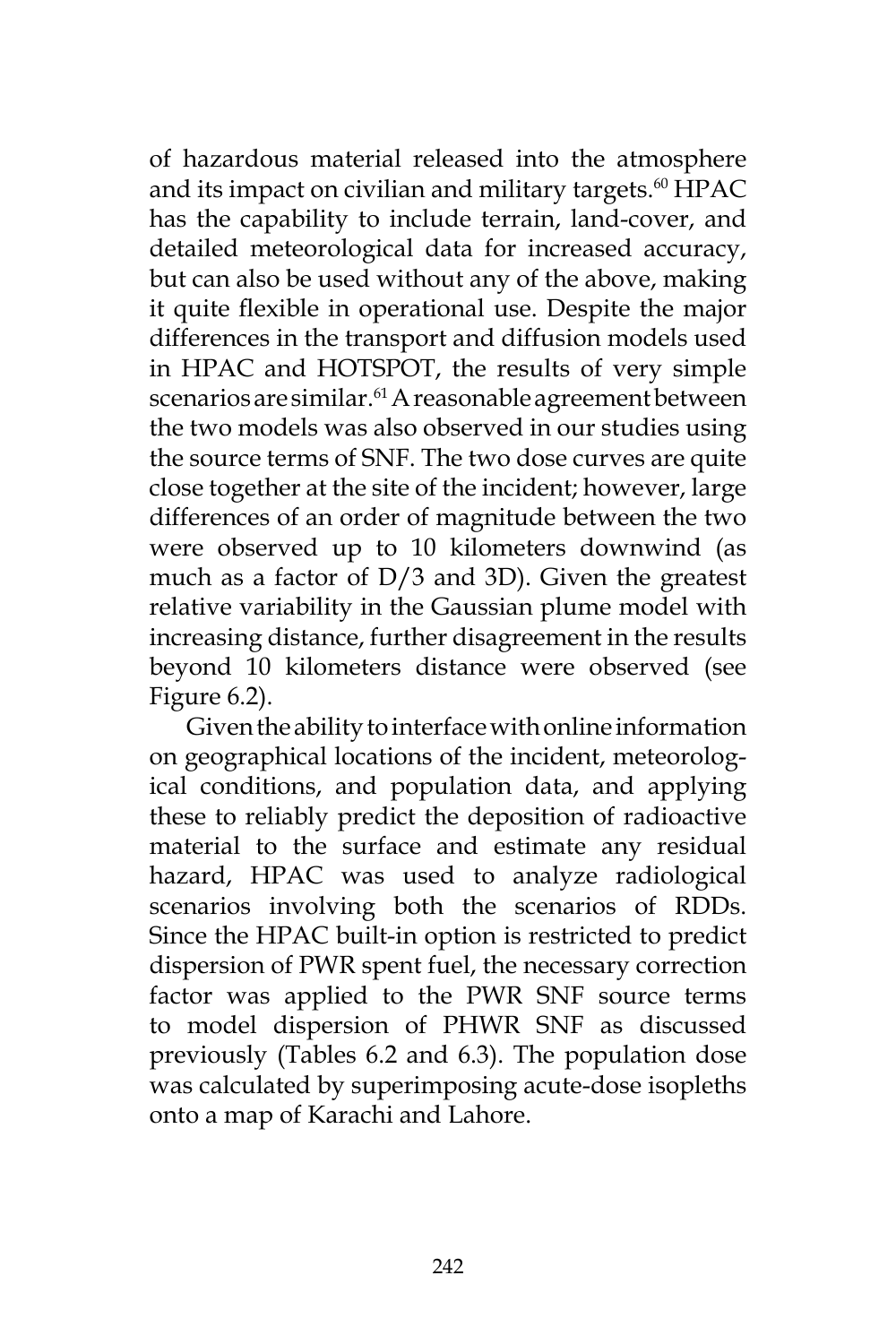of hazardous material released into the atmosphere and its impact on civilian and military targets.[60] HPAC has the capability to include terrain, land-cover, and detailed meteorological data for increased accuracy, but can also be used without any of the above, making it quite flexible in operational use. Despite the major differences in the transport and diffusion models used in HPAC and HOTSPOT, the results of very simple scenarios are similar.[61] A reasonable agreement between the two models was also observed in our studies using the source terms of SNF. The two dose curves are quite close together at the site of the incident; however, large differences of an order of magnitude between the two were observed up to 10 kilometers downwind (as much as a factor of D/3 and 3D). Given the greatest relative variability in the Gaussian plume model with increasing distance, further disagreement in the results beyond 10 kilometers distance were observed (see Figure 6.2).

Given the ability to interface with online information on geographical locations of the incident, meteorological conditions, and population data, and applying these to reliably predict the deposition of radioactive material to the surface and estimate any residual hazard, HPAC was used to analyze radiological scenarios involving both the scenarios of RDDs. Since the HPAC built-in option is restricted to predict dispersion of PWR spent fuel, the necessary correction factor was applied to the PWR SNF source terms to model dispersion of PHWR SNF as discussed previously (Tables 6.2 and 6.3). The population dose was calculated by superimposing acute-dose isopleths onto a map of Karachi and Lahore.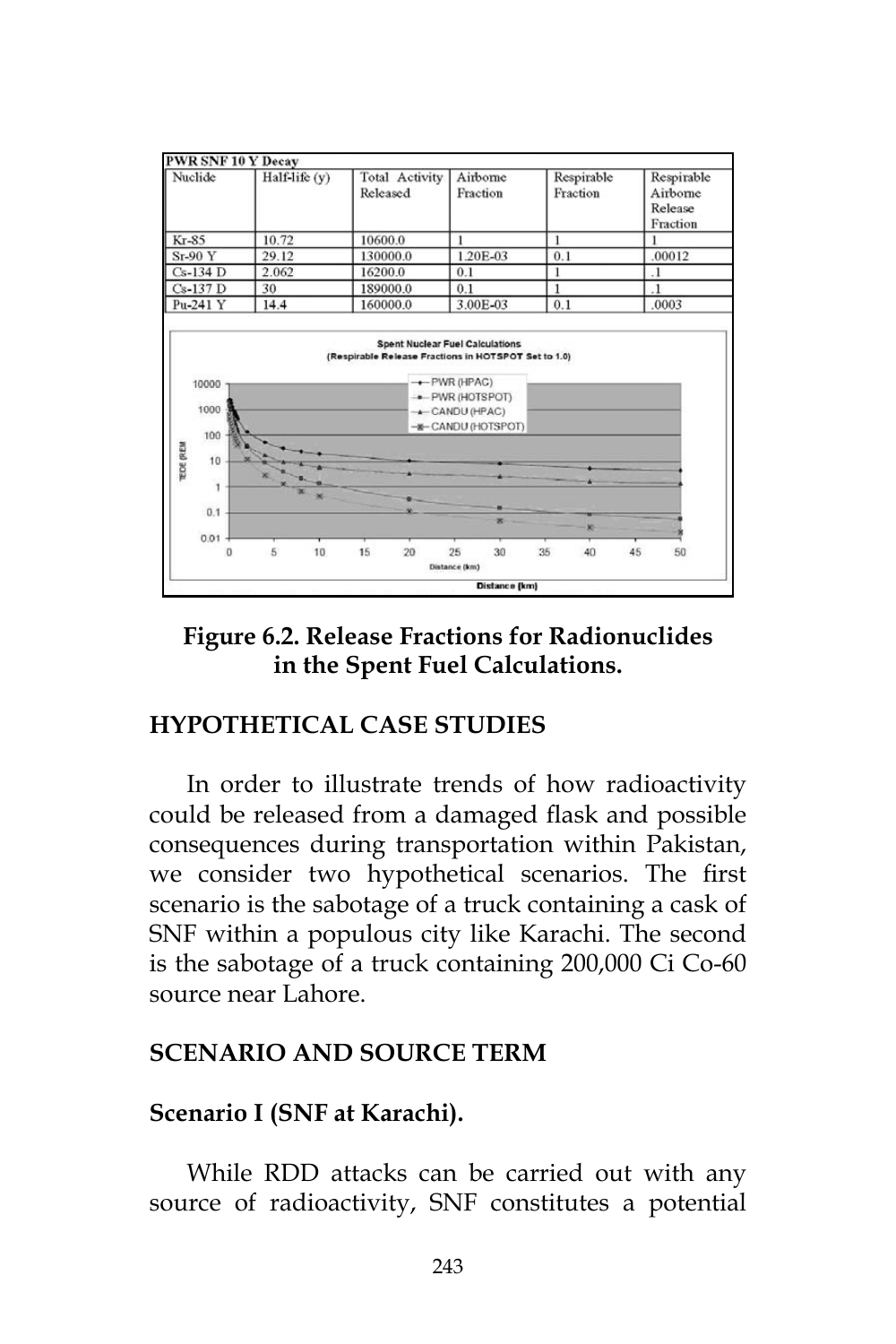| PWR SNF 10 Y Decay | | | | | |
|---|---|---|---|---|---|
| Nuclide | Half-life (y) | Total Activity Released | Airborne Fraction | Respirable Fraction | Respirable Airborne Release Fraction |
| Kr-85 | 10.72 | 10600.0 | 1 | 1 | 1 |
| Sr-90 Y | 29.12 | 130000.0 | 1.20E-03 | 0.1 | .00012 |
| Cs-134 D | 2.062 | 16200.0 | 0.1 | 1 | .1 |
| Cs-137 D | 30 | 189000.0 | 0.1 | 1 | .1 |
| Pu-241 Y | 14.4 | 160000.0 | 3.00E-03 | 0.1 | .0003 |

**Figure 6.2. Release Fractions for Radionuclides in the Spent Fuel Calculations.**

## HYPOTHETICAL CASE STUDIES

In order to illustrate trends of how radioactivity could be released from a damaged flask and possible consequences during transportation within Pakistan, we consider two hypothetical scenarios. The first scenario is the sabotage of a truck containing a cask of SNF within a populous city like Karachi. The second is the sabotage of a truck containing 200,000 Ci Co-60 source near Lahore.

## SCENARIO AND SOURCE TERM

### Scenario I (SNF at Karachi).

While RDD attacks can be carried out with any source of radioactivity, SNF constitutes a potential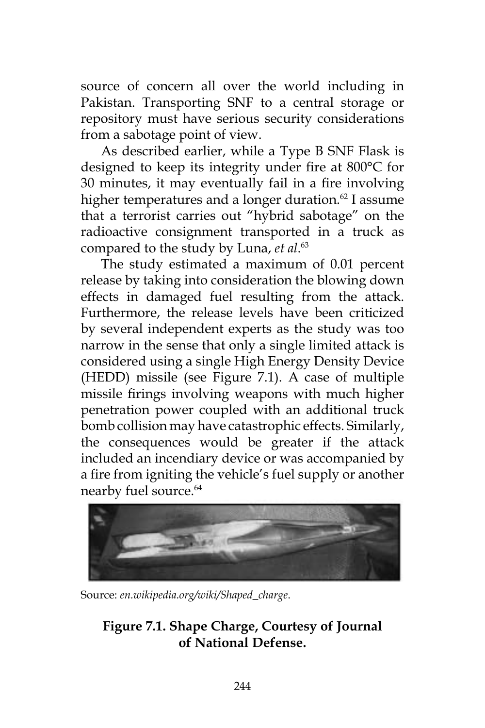source of concern all over the world including in Pakistan. Transporting SNF to a central storage or repository must have serious security considerations from a sabotage point of view.

As described earlier, while a Type B SNF Flask is designed to keep its integrity under fire at 800°C for 30 minutes, it may eventually fail in a fire involving higher temperatures and a longer duration.[62] I assume that a terrorist carries out "hybrid sabotage" on the radioactive consignment transported in a truck as compared to the study by Luna, *et al*.[63]

The study estimated a maximum of 0.01 percent release by taking into consideration the blowing down effects in damaged fuel resulting from the attack. Furthermore, the release levels have been criticized by several independent experts as the study was too narrow in the sense that only a single limited attack is considered using a single High Energy Density Device (HEDD) missile (see Figure 7.1). A case of multiple missile firings involving weapons with much higher penetration power coupled with an additional truck bomb collision may have catastrophic effects. Similarly, the consequences would be greater if the attack included an incendiary device or was accompanied by a fire from igniting the vehicle's fuel supply or another nearby fuel source.[64]

Source: *en.wikipedia.org/wiki/Shaped_charge*.

**Figure 7.1. Shape Charge, Courtesy of Journal of National Defense.**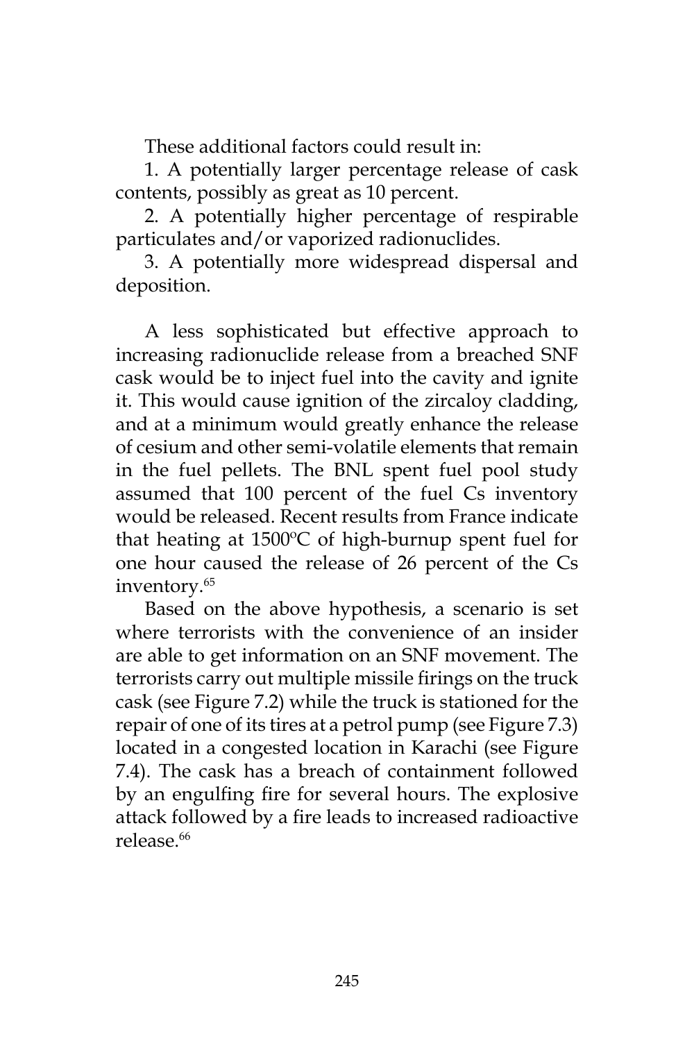These additional factors could result in:

1. A potentially larger percentage release of cask contents, possibly as great as 10 percent.

2. A potentially higher percentage of respirable particulates and/or vaporized radionuclides.

3. A potentially more widespread dispersal and deposition.

A less sophisticated but effective approach to increasing radionuclide release from a breached SNF cask would be to inject fuel into the cavity and ignite it. This would cause ignition of the zircaloy cladding, and at a minimum would greatly enhance the release of cesium and other semi-volatile elements that remain in the fuel pellets. The BNL spent fuel pool study assumed that 100 percent of the fuel Cs inventory would be released. Recent results from France indicate that heating at 1500ºC of high-burnup spent fuel for one hour caused the release of 26 percent of the Cs inventory.[65]

Based on the above hypothesis, a scenario is set where terrorists with the convenience of an insider are able to get information on an SNF movement. The terrorists carry out multiple missile firings on the truck cask (see Figure 7.2) while the truck is stationed for the repair of one of its tires at a petrol pump (see Figure 7.3) located in a congested location in Karachi (see Figure 7.4). The cask has a breach of containment followed by an engulfing fire for several hours. The explosive attack followed by a fire leads to increased radioactive release.[66]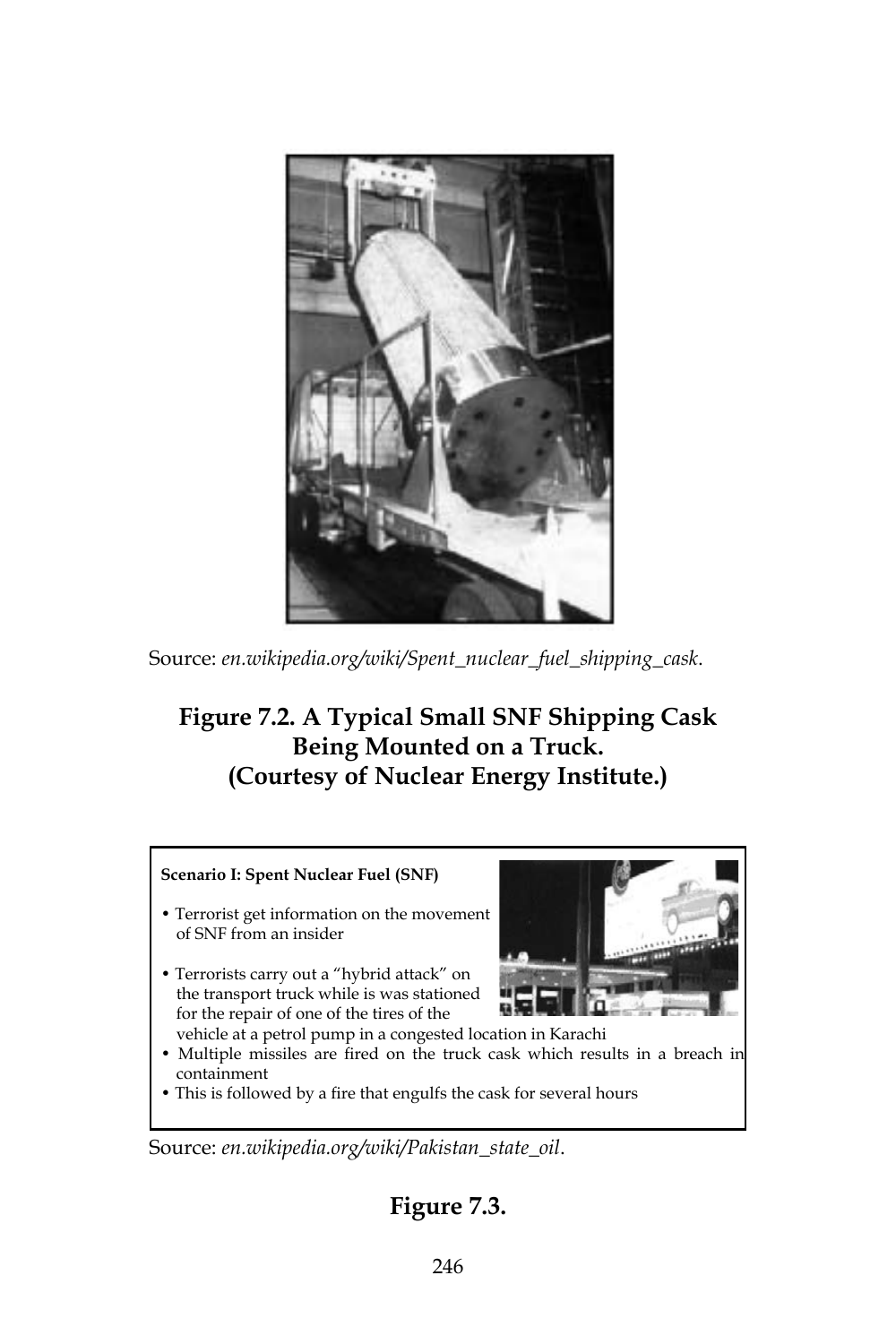Source: *en.wikipedia.org/wiki/Spent_nuclear_fuel_shipping_cask*.

**Figure 7.2. A Typical Small SNF Shipping Cask Being Mounted on a Truck. (Courtesy of Nuclear Energy Institute.)**

**Scenario I: Spent Nuclear Fuel (SNF)**

- Terrorist get information on the movement of SNF from an insider
- Terrorists carry out a "hybrid attack" on the transport truck while is was stationed for the repair of one of the tires of the vehicle at a petrol pump in a congested location in Karachi
- Multiple missiles are fired on the truck cask which results in a breach in containment
- This is followed by a fire that engulfs the cask for several hours

Source: *en.wikipedia.org/wiki/Pakistan_state_oil*.

**Figure 7.3.**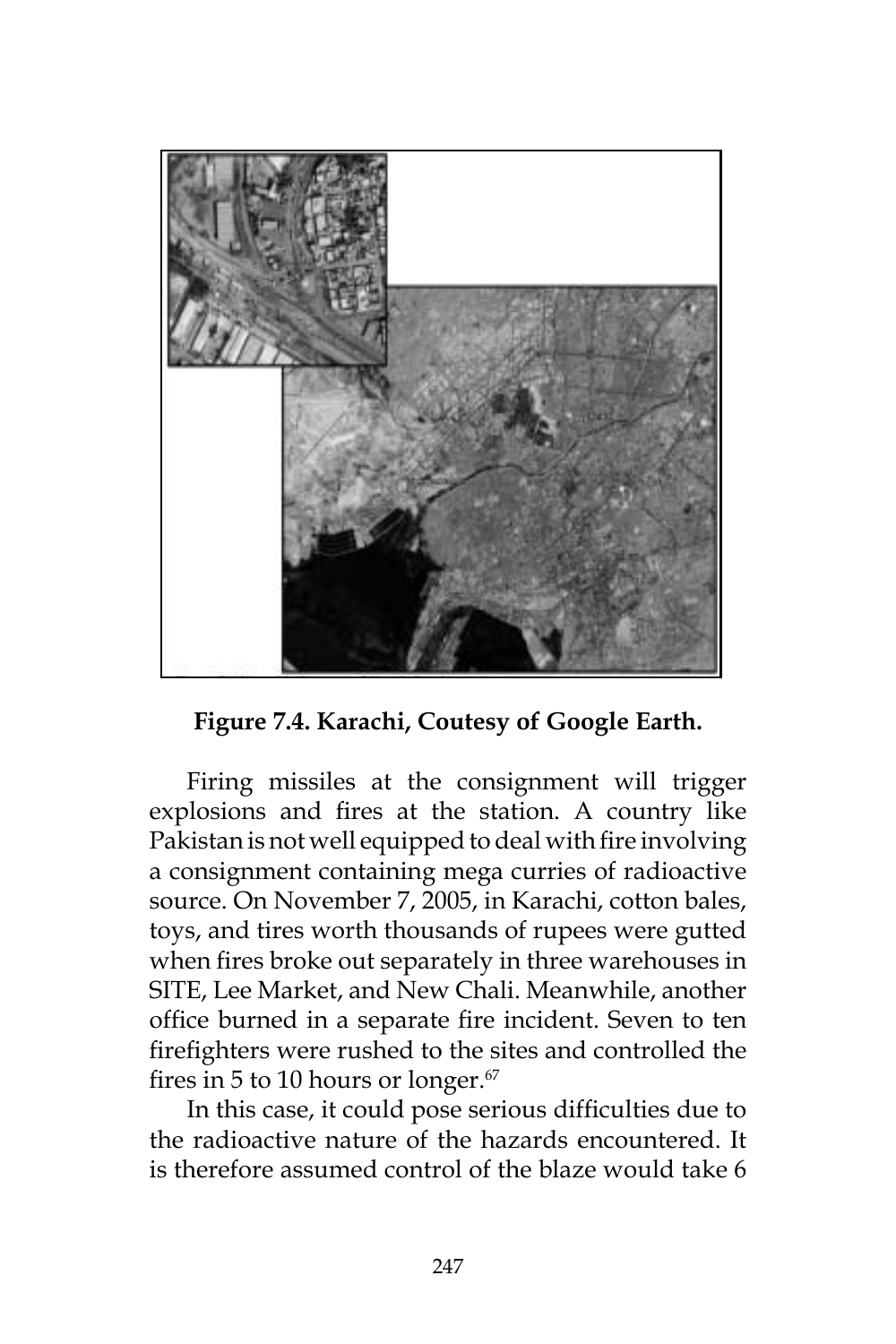**Figure 7.4. Karachi, Coutesy of Google Earth.**

Firing missiles at the consignment will trigger explosions and fires at the station. A country like Pakistan is not well equipped to deal with fire involving a consignment containing mega curries of radioactive source. On November 7, 2005, in Karachi, cotton bales, toys, and tires worth thousands of rupees were gutted when fires broke out separately in three warehouses in SITE, Lee Market, and New Chali. Meanwhile, another office burned in a separate fire incident. Seven to ten firefighters were rushed to the sites and controlled the fires in 5 to 10 hours or longer.[67]

In this case, it could pose serious difficulties due to the radioactive nature of the hazards encountered. It is therefore assumed control of the blaze would take 6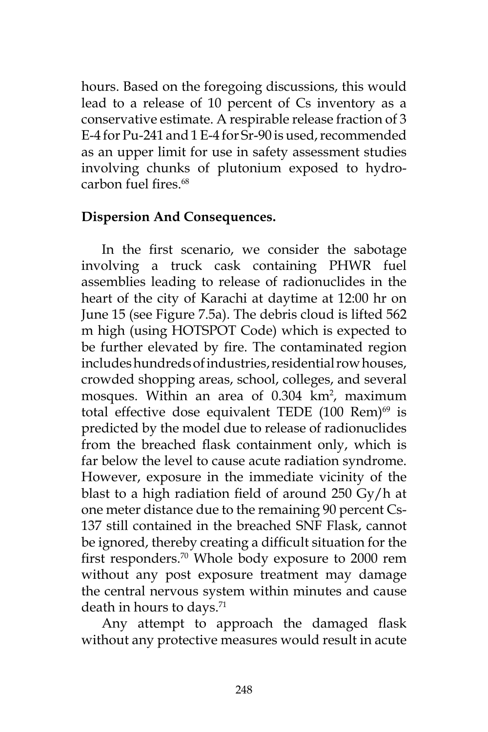hours. Based on the foregoing discussions, this would lead to a release of 10 percent of Cs inventory as a conservative estimate. A respirable release fraction of 3 E-4 for Pu-241 and 1 E-4 for Sr-90 is used, recommended as an upper limit for use in safety assessment studies involving chunks of plutonium exposed to hydrocarbon fuel fires.[68]

**Dispersion And Consequences.**

In the first scenario, we consider the sabotage involving a truck cask containing PHWR fuel assemblies leading to release of radionuclides in the heart of the city of Karachi at daytime at 12:00 hr on June 15 (see Figure 7.5a). The debris cloud is lifted 562 m high (using HOTSPOT Code) which is expected to be further elevated by fire. The contaminated region includes hundreds of industries, residential row houses, crowded shopping areas, school, colleges, and several mosques. Within an area of 0.304 km$^2$, maximum total effective dose equivalent TEDE (100 Rem)[69] is predicted by the model due to release of radionuclides from the breached flask containment only, which is far below the level to cause acute radiation syndrome. However, exposure in the immediate vicinity of the blast to a high radiation field of around 250 Gy/h at one meter distance due to the remaining 90 percent Cs-137 still contained in the breached SNF Flask, cannot be ignored, thereby creating a difficult situation for the first responders.[70] Whole body exposure to 2000 rem without any post exposure treatment may damage the central nervous system within minutes and cause death in hours to days.[71]

Any attempt to approach the damaged flask without any protective measures would result in acute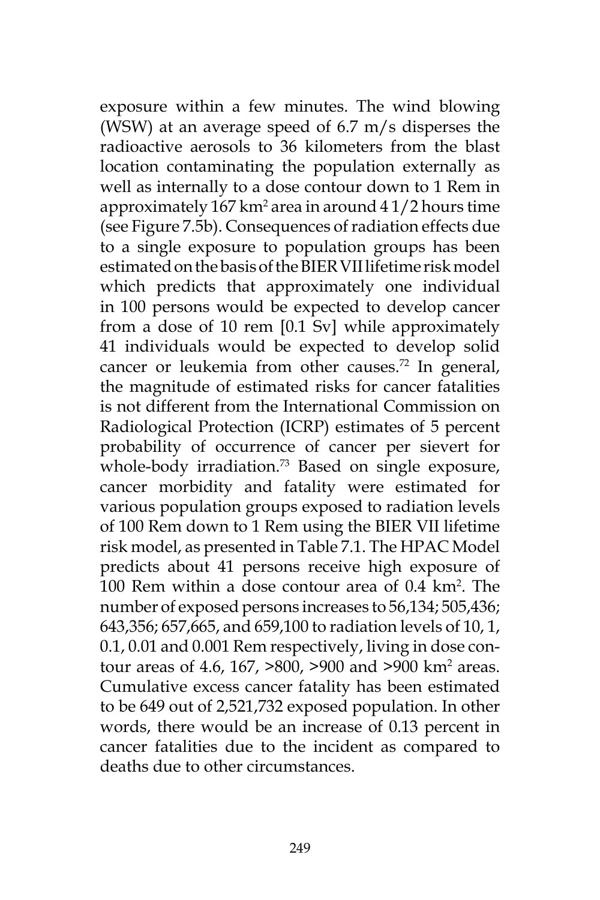exposure within a few minutes. The wind blowing (WSW) at an average speed of 6.7 m/s disperses the radioactive aerosols to 36 kilometers from the blast location contaminating the population externally as well as internally to a dose contour down to 1 Rem in approximately 167 $km^2$ area in around 4 1/2 hours time (see Figure 7.5b). Consequences of radiation effects due to a single exposure to population groups has been estimated on the basis of the BIER VII lifetime risk model which predicts that approximately one individual in 100 persons would be expected to develop cancer from a dose of 10 rem [0.1 Sv] while approximately 41 individuals would be expected to develop solid cancer or leukemia from other causes.[72] In general, the magnitude of estimated risks for cancer fatalities is not different from the International Commission on Radiological Protection (ICRP) estimates of 5 percent probability of occurrence of cancer per sievert for whole-body irradiation.[73] Based on single exposure, cancer morbidity and fatality were estimated for various population groups exposed to radiation levels of 100 Rem down to 1 Rem using the BIER VII lifetime risk model, as presented in Table 7.1. The HPAC Model predicts about 41 persons receive high exposure of 100 Rem within a dose contour area of 0.4 $km^2$. The number of exposed persons increases to 56,134; 505,436; 643,356; 657,665, and 659,100 to radiation levels of 10, 1, 0.1, 0.01 and 0.001 Rem respectively, living in dose contour areas of 4.6, 167, >800, >900 and >900 $km^2$ areas. Cumulative excess cancer fatality has been estimated to be 649 out of 2,521,732 exposed population. In other words, there would be an increase of 0.13 percent in cancer fatalities due to the incident as compared to deaths due to other circumstances.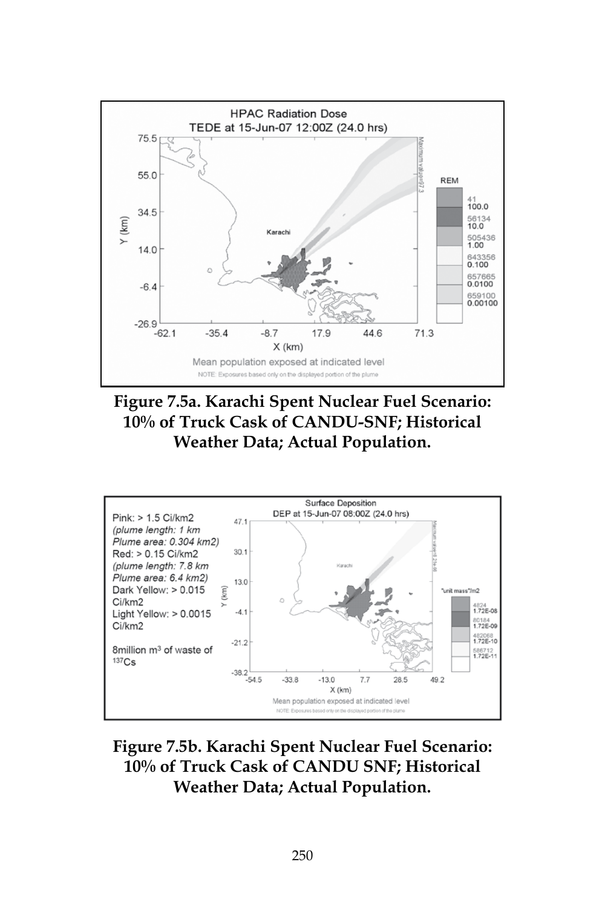Figure 7.5a. Karachi Spent Nuclear Fuel Scenario: 10% of Truck Cask of CANDU-SNF; Historical Weather Data; Actual Population.

Figure 7.5b. Karachi Spent Nuclear Fuel Scenario: 10% of Truck Cask of CANDU SNF; Historical Weather Data; Actual Population.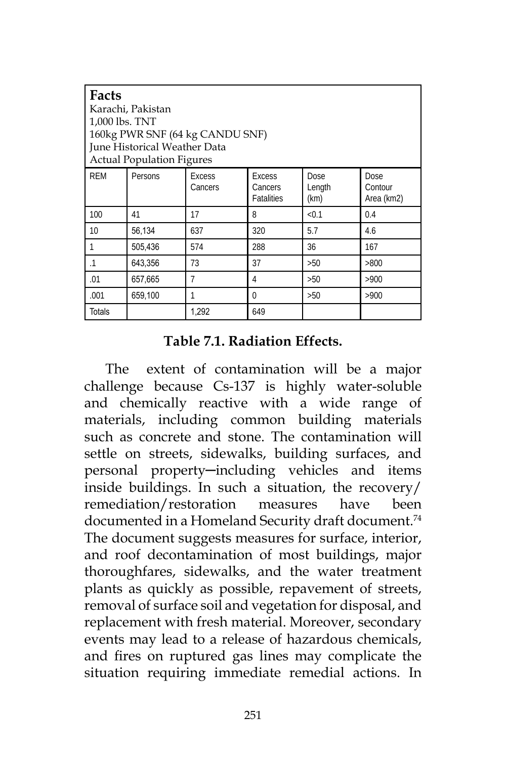| **Facts**<br>Karachi, Pakistan<br>1,000 lbs. TNT<br>160kg PWR SNF (64 kg CANDU SNF)<br>June Historical Weather Data<br>Actual Population Figures | | | | | |
|---|---|---|---|---|---|
| REM | Persons | Excess Cancers | Excess Cancers Fatalities | Dose Length (km) | Dose Contour Area (km2) |
| 100 | 41 | 17 | 8 | <0.1 | 0.4 |
| 10 | 56,134 | 637 | 320 | 5.7 | 4.6 |
| 1 | 505,436 | 574 | 288 | 36 | 167 |
| .1 | 643,356 | 73 | 37 | >50 | >800 |
| .01 | 657,665 | 7 | 4 | >50 | >900 |
| .001 | 659,100 | 1 | 0 | >50 | >900 |
| Totals | | 1,292 | 649 | | |

**Table 7.1. Radiation Effects.**

The extent of contamination will be a major challenge because Cs-137 is highly water-soluble and chemically reactive with a wide range of materials, including common building materials such as concrete and stone. The contamination will settle on streets, sidewalks, building surfaces, and personal property─including vehicles and items inside buildings. In such a situation, the recovery/remediation/restoration measures have been documented in a Homeland Security draft document.[74] The document suggests measures for surface, interior, and roof decontamination of most buildings, major thoroughfares, sidewalks, and the water treatment plants as quickly as possible, repavement of streets, removal of surface soil and vegetation for disposal, and replacement with fresh material. Moreover, secondary events may lead to a release of hazardous chemicals, and fires on ruptured gas lines may complicate the situation requiring immediate remedial actions. In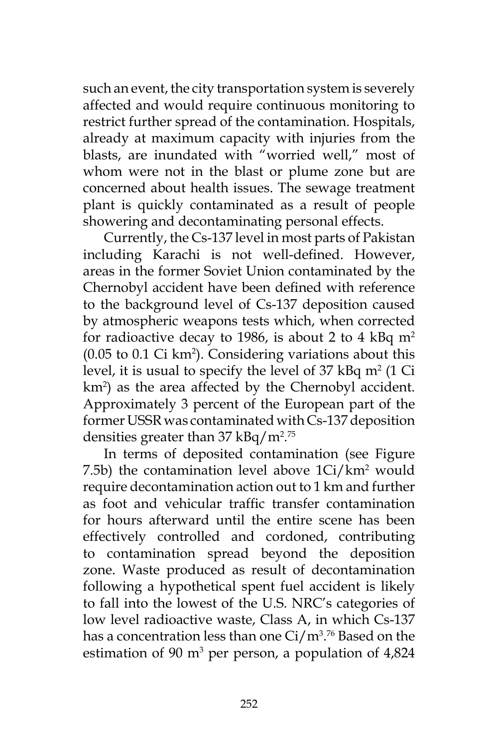such an event, the city transportation system is severely affected and would require continuous monitoring to restrict further spread of the contamination. Hospitals, already at maximum capacity with injuries from the blasts, are inundated with "worried well," most of whom were not in the blast or plume zone but are concerned about health issues. The sewage treatment plant is quickly contaminated as a result of people showering and decontaminating personal effects.

Currently, the Cs-137 level in most parts of Pakistan including Karachi is not well-defined. However, areas in the former Soviet Union contaminated by the Chernobyl accident have been defined with reference to the background level of Cs-137 deposition caused by atmospheric weapons tests which, when corrected for radioactive decay to 1986, is about 2 to 4 kBq $m^2$ (0.05 to 0.1 Ci $km^2$). Considering variations about this level, it is usual to specify the level of 37 kBq $m^2$ (1 Ci $km^2$) as the area affected by the Chernobyl accident. Approximately 3 percent of the European part of the former USSR was contaminated with Cs-137 deposition densities greater than 37 kBq/$m^2$.[75]

In terms of deposited contamination (see Figure 7.5b) the contamination level above 1Ci/$km^2$ would require decontamination action out to 1 km and further as foot and vehicular traffic transfer contamination for hours afterward until the entire scene has been effectively controlled and cordoned, contributing to contamination spread beyond the deposition zone. Waste produced as result of decontamination following a hypothetical spent fuel accident is likely to fall into the lowest of the U.S. NRC's categories of low level radioactive waste, Class A, in which Cs-137 has a concentration less than one Ci/$m^3$.[76] Based on the estimation of 90 $m^3$ per person, a population of 4,824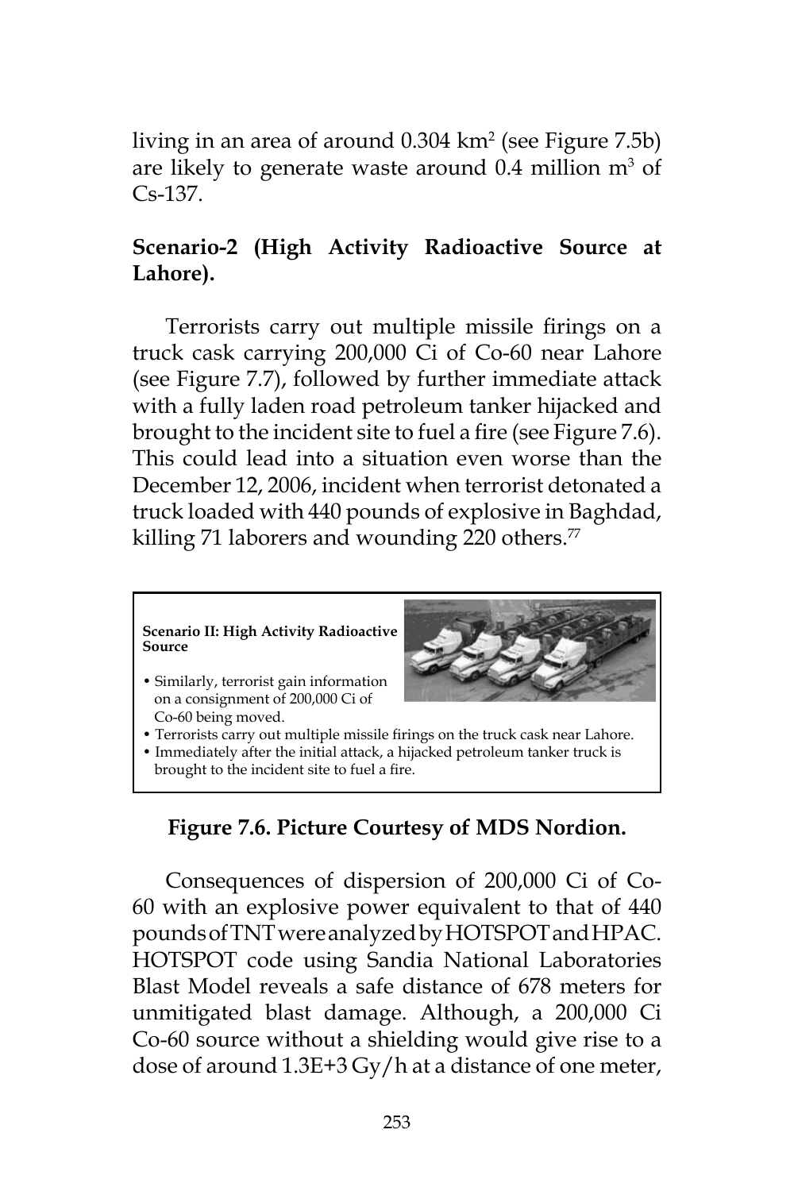living in an area of around 0.304 $km^2$ (see Figure 7.5b) are likely to generate waste around 0.4 million $m^3$ of Cs-137.

**Scenario-2 (High Activity Radioactive Source at Lahore).**

Terrorists carry out multiple missile firings on a truck cask carrying 200,000 Ci of Co-60 near Lahore (see Figure 7.7), followed by further immediate attack with a fully laden road petroleum tanker hijacked and brought to the incident site to fuel a fire (see Figure 7.6). This could lead into a situation even worse than the December 12, 2006, incident when terrorist detonated a truck loaded with 440 pounds of explosive in Baghdad, killing 71 laborers and wounding 220 others.[77]

**Scenario II: High Activity Radioactive Source**

- Similarly, terrorist gain information on a consignment of 200,000 Ci of Co-60 being moved.
- Terrorists carry out multiple missile firings on the truck cask near Lahore.
- Immediately after the initial attack, a hijacked petroleum tanker truck is brought to the incident site to fuel a fire.

**Figure 7.6. Picture Courtesy of MDS Nordion.**

Consequences of dispersion of 200,000 Ci of Co-60 with an explosive power equivalent to that of 440 pounds of TNT were analyzed by HOTSPOT and HPAC. HOTSPOT code using Sandia National Laboratories Blast Model reveals a safe distance of 678 meters for unmitigated blast damage. Although, a 200,000 Ci Co-60 source without a shielding would give rise to a dose of around 1.3E+3 Gy/h at a distance of one meter,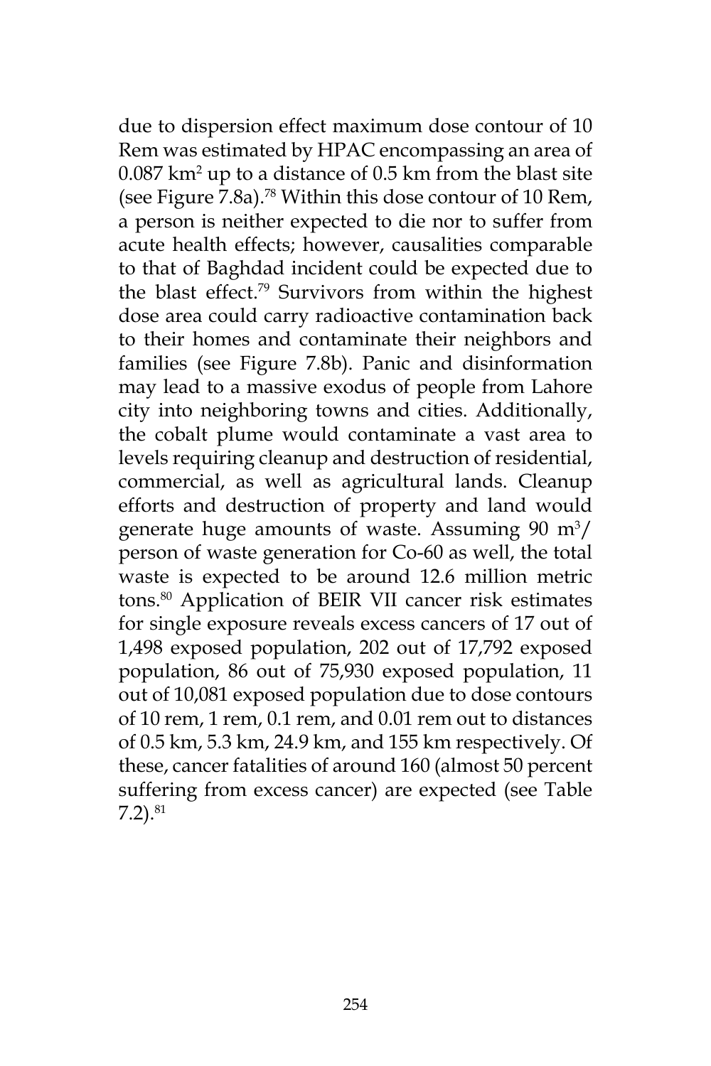due to dispersion effect maximum dose contour of 10 Rem was estimated by HPAC encompassing an area of 0.087 $km^2$ up to a distance of 0.5 km from the blast site (see Figure 7.8a).[78] Within this dose contour of 10 Rem, a person is neither expected to die nor to suffer from acute health effects; however, causalities comparable to that of Baghdad incident could be expected due to the blast effect.[79] Survivors from within the highest dose area could carry radioactive contamination back to their homes and contaminate their neighbors and families (see Figure 7.8b). Panic and disinformation may lead to a massive exodus of people from Lahore city into neighboring towns and cities. Additionally, the cobalt plume would contaminate a vast area to levels requiring cleanup and destruction of residential, commercial, as well as agricultural lands. Cleanup efforts and destruction of property and land would generate huge amounts of waste. Assuming 90 $m^3$/person of waste generation for Co-60 as well, the total waste is expected to be around 12.6 million metric tons.[80] Application of BEIR VII cancer risk estimates for single exposure reveals excess cancers of 17 out of 1,498 exposed population, 202 out of 17,792 exposed population, 86 out of 75,930 exposed population, 11 out of 10,081 exposed population due to dose contours of 10 rem, 1 rem, 0.1 rem, and 0.01 rem out to distances of 0.5 km, 5.3 km, 24.9 km, and 155 km respectively. Of these, cancer fatalities of around 160 (almost 50 percent suffering from excess cancer) are expected (see Table 7.2).[81]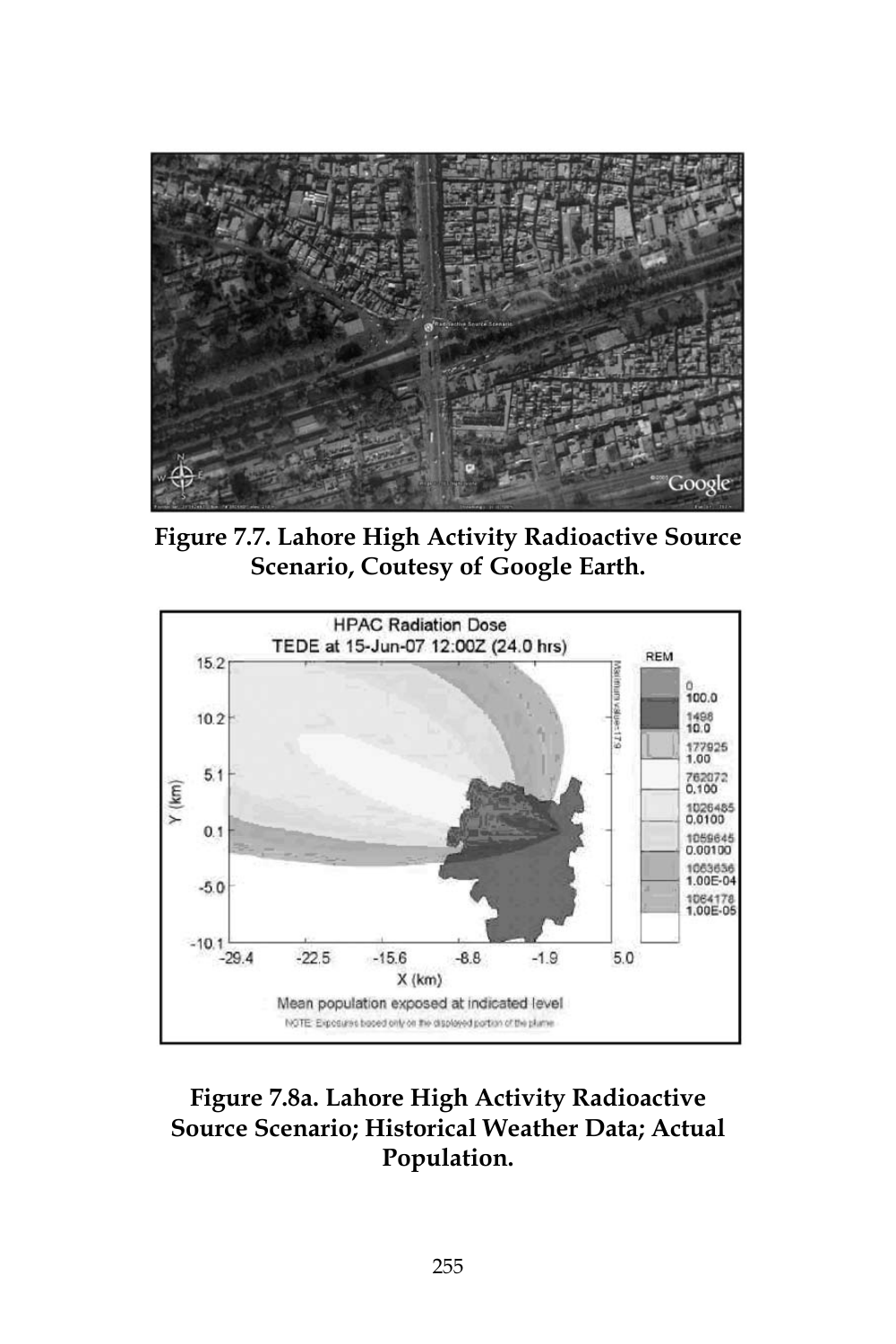**Figure 7.7. Lahore High Activity Radioactive Source Scenario, Coutesy of Google Earth.**

**Figure 7.8a. Lahore High Activity Radioactive Source Scenario; Historical Weather Data; Actual Population.**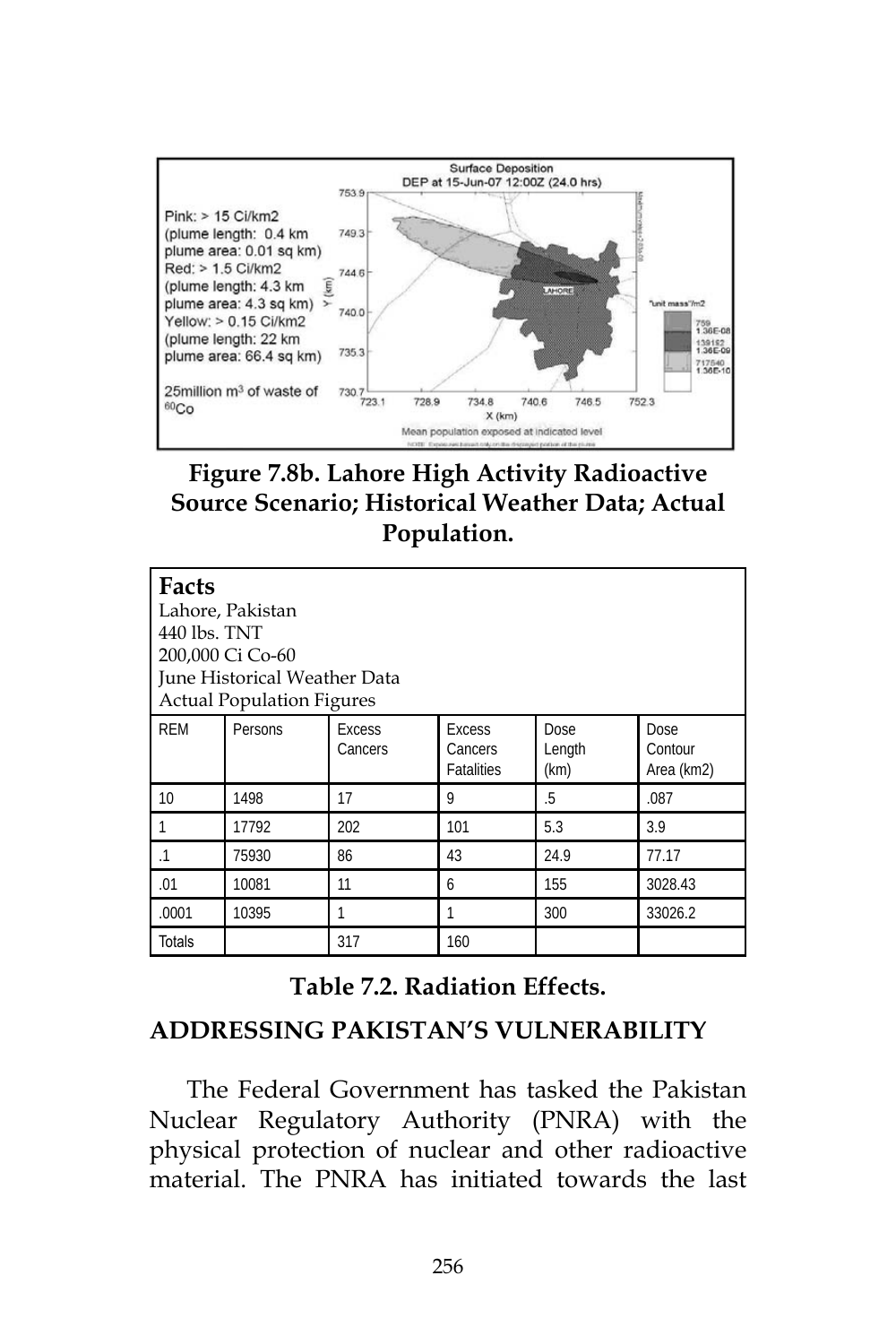Pink: > 15 Ci/km2
(plume length: 0.4 km
plume area: 0.01 sq km)
Red: > 1.5 Ci/km2
(plume length: 4.3 km
plume area: 4.3 sq km)
Yellow: > 0.15 Ci/km2
(plume length: 22 km
plume area: 66.4 sq km)

25million m³ of waste of $^{60}$Co

**Figure 7.8b. Lahore High Activity Radioactive Source Scenario; Historical Weather Data; Actual Population.**

**Facts**
Lahore, Pakistan
440 lbs. TNT
200,000 Ci Co-60
June Historical Weather Data
Actual Population Figures

| REM | Persons | Excess Cancers | Excess Cancers Fatalities | Dose Length (km) | Dose Contour Area (km2) |
|---|---|---|---|---|---|
| 10 | 1498 | 17 | 9 | .5 | .087 |
| 1 | 17792 | 202 | 101 | 5.3 | 3.9 |
| .1 | 75930 | 86 | 43 | 24.9 | 77.17 |
| .01 | 10081 | 11 | 6 | 155 | 3028.43 |
| .0001 | 10395 | 1 | 1 | 300 | 33026.2 |
| Totals | | 317 | 160 | | |

**Table 7.2. Radiation Effects.**

## ADDRESSING PAKISTAN'S VULNERABILITY

The Federal Government has tasked the Pakistan Nuclear Regulatory Authority (PNRA) with the physical protection of nuclear and other radioactive material. The PNRA has initiated towards the last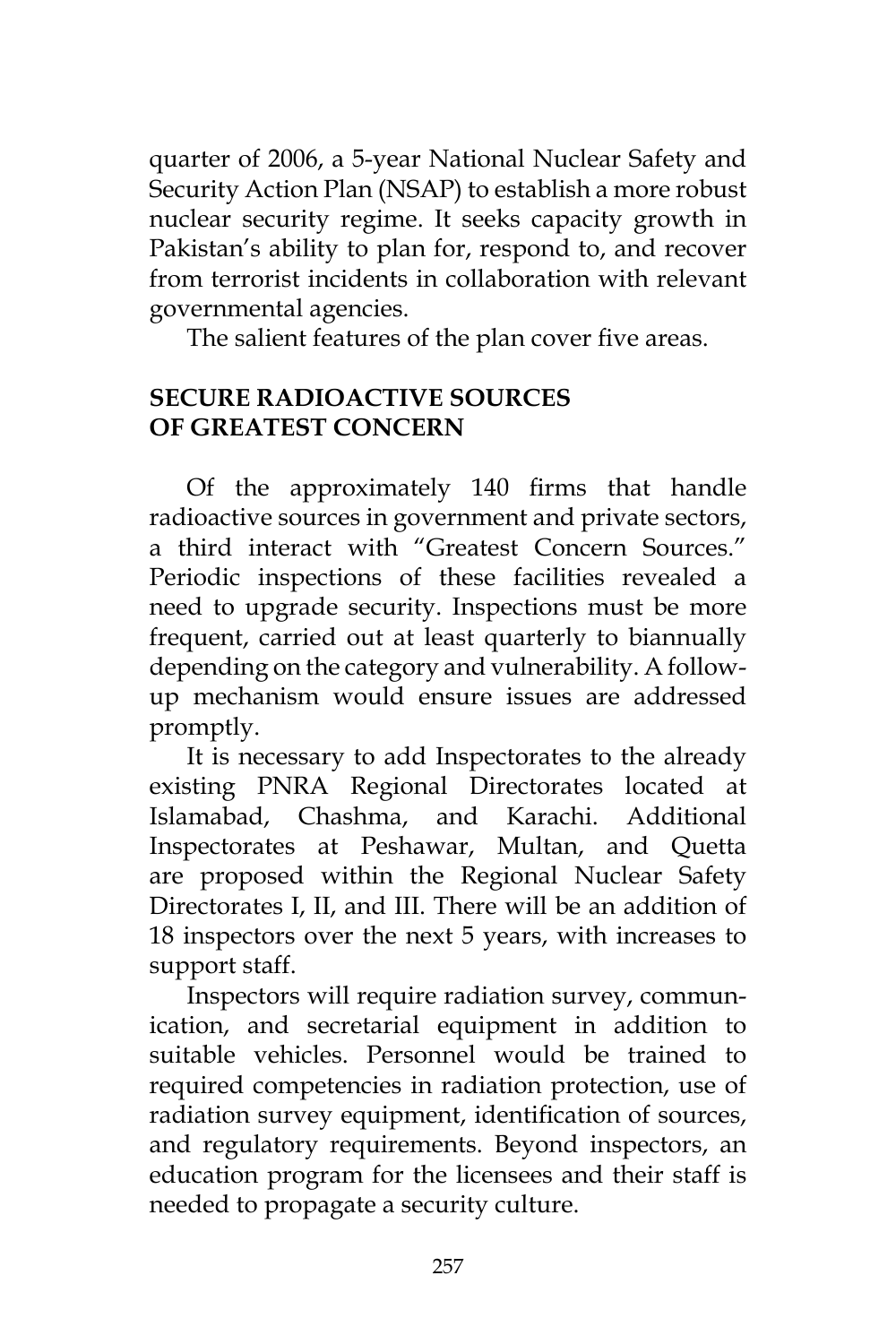quarter of 2006, a 5-year National Nuclear Safety and Security Action Plan (NSAP) to establish a more robust nuclear security regime. It seeks capacity growth in Pakistan's ability to plan for, respond to, and recover from terrorist incidents in collaboration with relevant governmental agencies.

The salient features of the plan cover five areas.

## SECURE RADIOACTIVE SOURCES OF GREATEST CONCERN

Of the approximately 140 firms that handle radioactive sources in government and private sectors, a third interact with "Greatest Concern Sources." Periodic inspections of these facilities revealed a need to upgrade security. Inspections must be more frequent, carried out at least quarterly to biannually depending on the category and vulnerability. A follow-up mechanism would ensure issues are addressed promptly.

It is necessary to add Inspectorates to the already existing PNRA Regional Directorates located at Islamabad, Chashma, and Karachi. Additional Inspectorates at Peshawar, Multan, and Quetta are proposed within the Regional Nuclear Safety Directorates I, II, and III. There will be an addition of 18 inspectors over the next 5 years, with increases to support staff.

Inspectors will require radiation survey, communication, and secretarial equipment in addition to suitable vehicles. Personnel would be trained to required competencies in radiation protection, use of radiation survey equipment, identification of sources, and regulatory requirements. Beyond inspectors, an education program for the licensees and their staff is needed to propagate a security culture.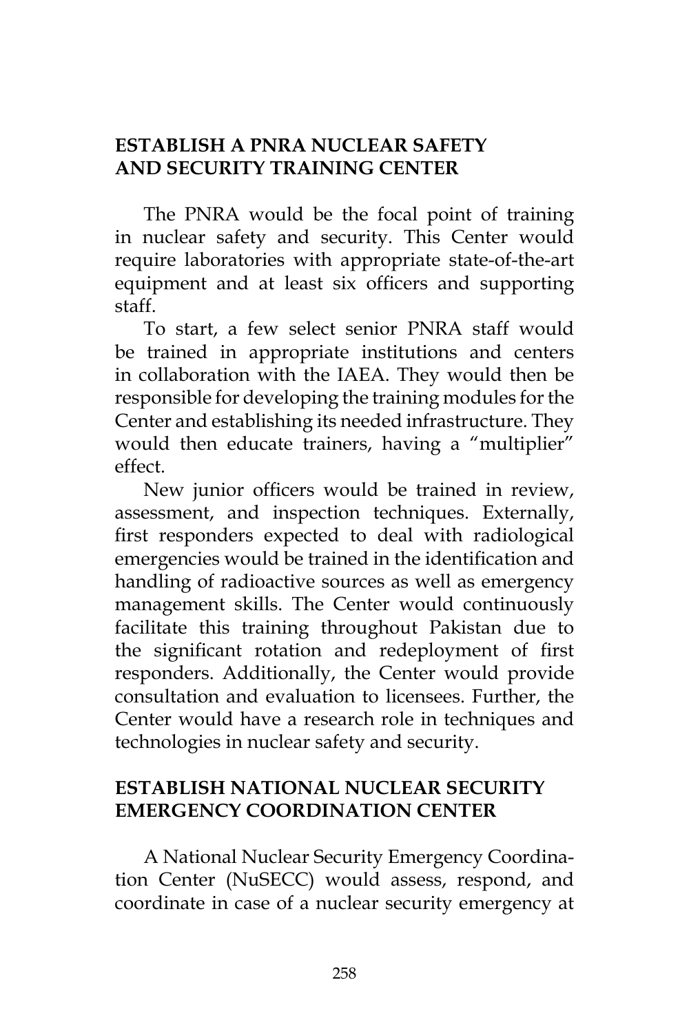## ESTABLISH A PNRA NUCLEAR SAFETY AND SECURITY TRAINING CENTER

The PNRA would be the focal point of training in nuclear safety and security. This Center would require laboratories with appropriate state-of-the-art equipment and at least six officers and supporting staff.

To start, a few select senior PNRA staff would be trained in appropriate institutions and centers in collaboration with the IAEA. They would then be responsible for developing the training modules for the Center and establishing its needed infrastructure. They would then educate trainers, having a "multiplier" effect.

New junior officers would be trained in review, assessment, and inspection techniques. Externally, first responders expected to deal with radiological emergencies would be trained in the identification and handling of radioactive sources as well as emergency management skills. The Center would continuously facilitate this training throughout Pakistan due to the significant rotation and redeployment of first responders. Additionally, the Center would provide consultation and evaluation to licensees. Further, the Center would have a research role in techniques and technologies in nuclear safety and security.

## ESTABLISH NATIONAL NUCLEAR SECURITY EMERGENCY COORDINATION CENTER

A National Nuclear Security Emergency Coordination Center (NuSECC) would assess, respond, and coordinate in case of a nuclear security emergency at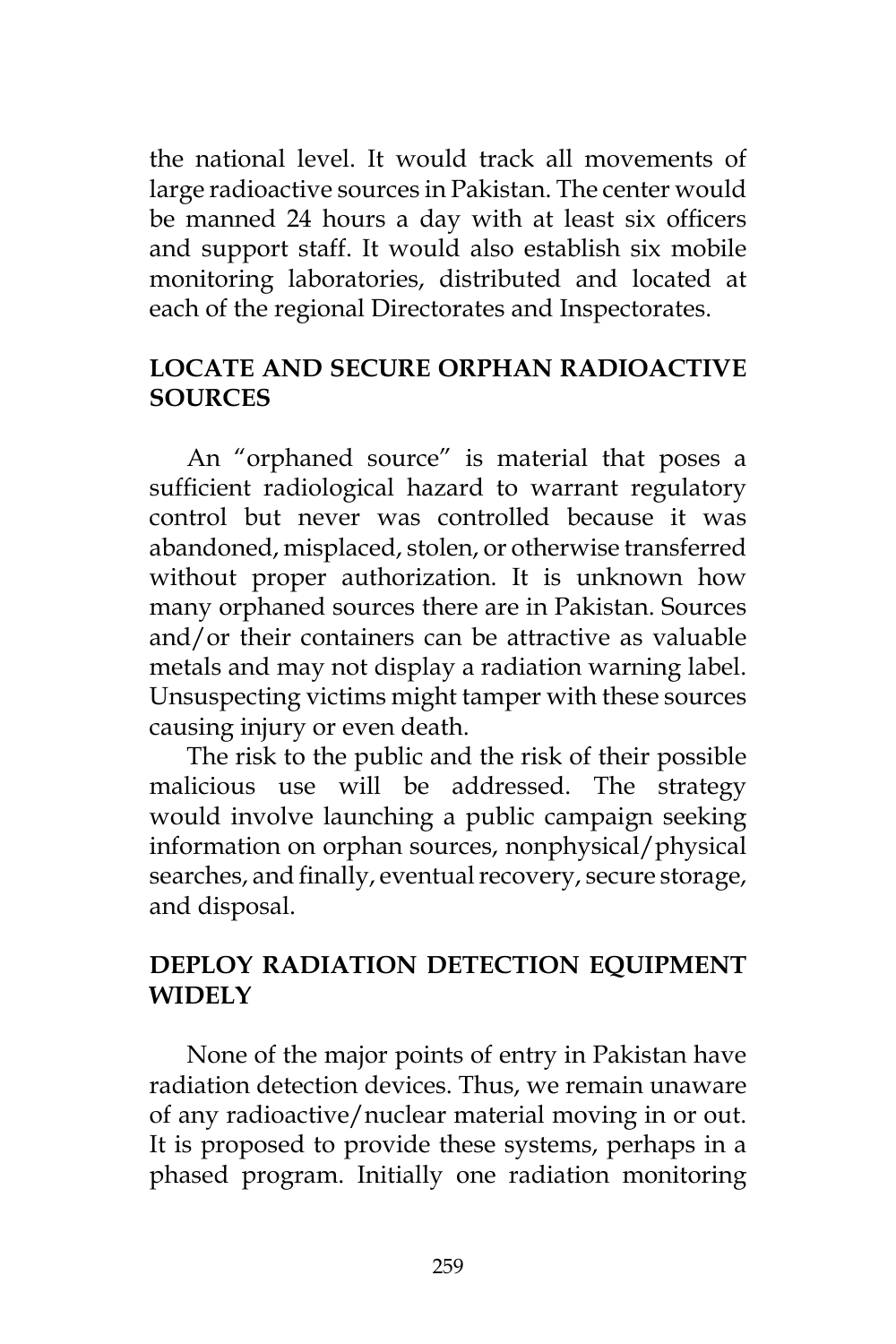the national level. It would track all movements of large radioactive sources in Pakistan. The center would be manned 24 hours a day with at least six officers and support staff. It would also establish six mobile monitoring laboratories, distributed and located at each of the regional Directorates and Inspectorates.

## LOCATE AND SECURE ORPHAN RADIOACTIVE SOURCES

An "orphaned source" is material that poses a sufficient radiological hazard to warrant regulatory control but never was controlled because it was abandoned, misplaced, stolen, or otherwise transferred without proper authorization. It is unknown how many orphaned sources there are in Pakistan. Sources and/or their containers can be attractive as valuable metals and may not display a radiation warning label. Unsuspecting victims might tamper with these sources causing injury or even death.

The risk to the public and the risk of their possible malicious use will be addressed. The strategy would involve launching a public campaign seeking information on orphan sources, nonphysical/physical searches, and finally, eventual recovery, secure storage, and disposal.

## DEPLOY RADIATION DETECTION EQUIPMENT WIDELY

None of the major points of entry in Pakistan have radiation detection devices. Thus, we remain unaware of any radioactive/nuclear material moving in or out. It is proposed to provide these systems, perhaps in a phased program. Initially one radiation monitoring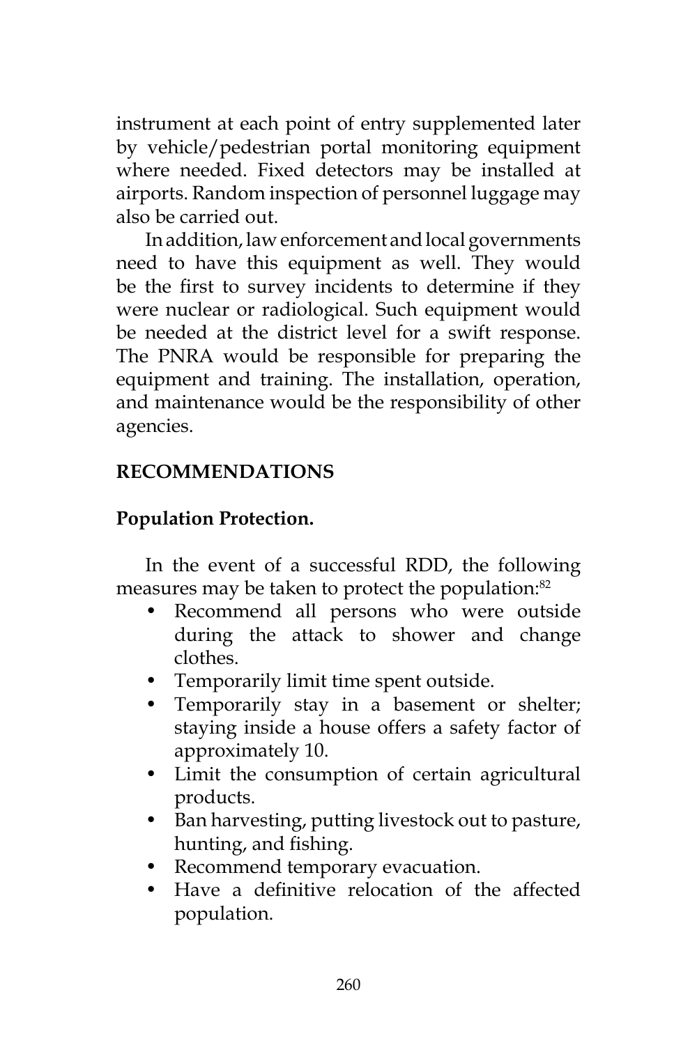instrument at each point of entry supplemented later by vehicle/pedestrian portal monitoring equipment where needed. Fixed detectors may be installed at airports. Random inspection of personnel luggage may also be carried out.

In addition, law enforcement and local governments need to have this equipment as well. They would be the first to survey incidents to determine if they were nuclear or radiological. Such equipment would be needed at the district level for a swift response. The PNRA would be responsible for preparing the equipment and training. The installation, operation, and maintenance would be the responsibility of other agencies.

## RECOMMENDATIONS

### Population Protection.

In the event of a successful RDD, the following measures may be taken to protect the population:[82]

- Recommend all persons who were outside during the attack to shower and change clothes.
- Temporarily limit time spent outside.
- Temporarily stay in a basement or shelter; staying inside a house offers a safety factor of approximately 10.
- Limit the consumption of certain agricultural products.
- Ban harvesting, putting livestock out to pasture, hunting, and fishing.
- Recommend temporary evacuation.
- Have a definitive relocation of the affected population.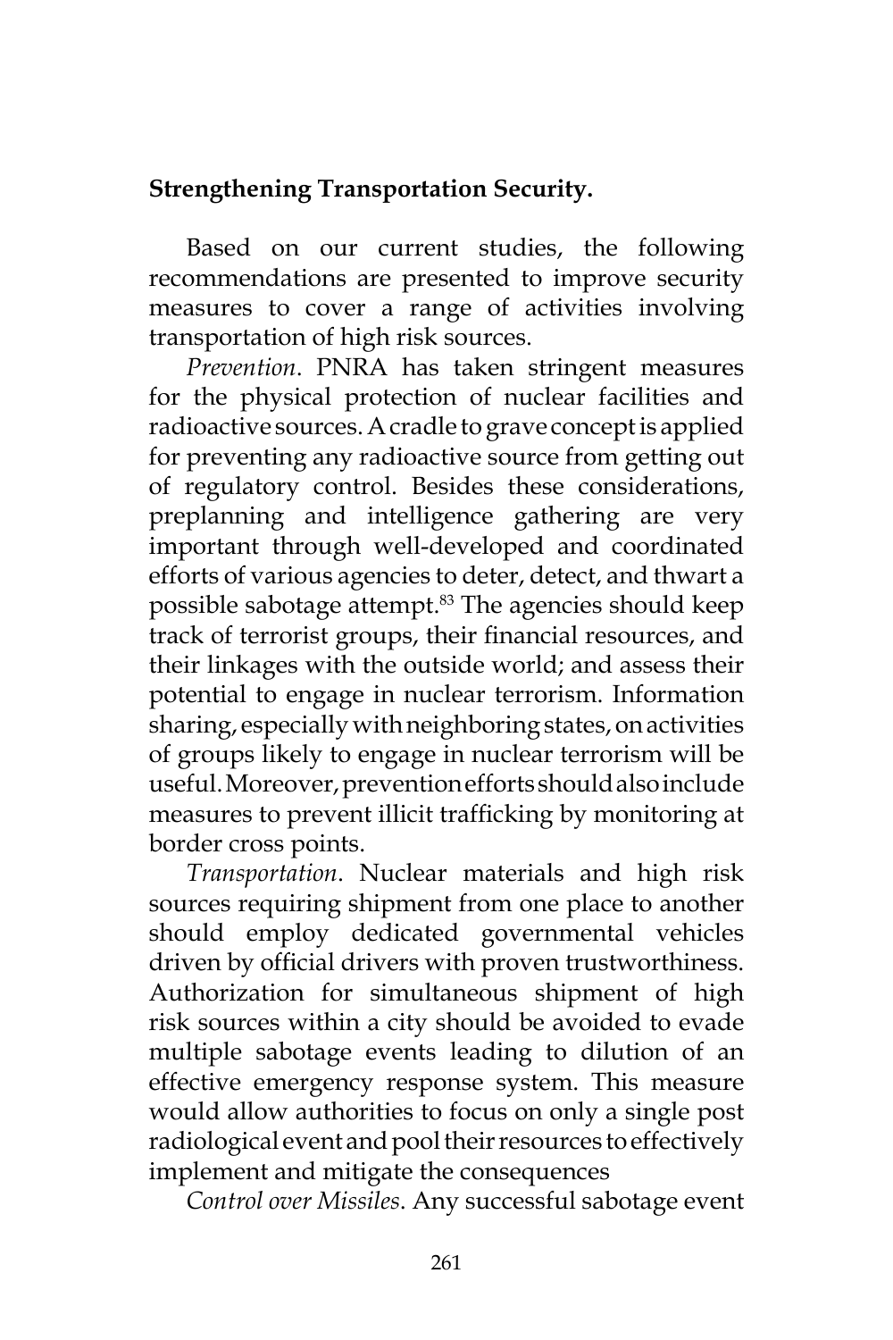**Strengthening Transportation Security.**

Based on our current studies, the following recommendations are presented to improve security measures to cover a range of activities involving transportation of high risk sources.

*Prevention*. PNRA has taken stringent measures for the physical protection of nuclear facilities and radioactive sources. A cradle to grave concept is applied for preventing any radioactive source from getting out of regulatory control. Besides these considerations, preplanning and intelligence gathering are very important through well-developed and coordinated efforts of various agencies to deter, detect, and thwart a possible sabotage attempt.[83] The agencies should keep track of terrorist groups, their financial resources, and their linkages with the outside world; and assess their potential to engage in nuclear terrorism. Information sharing, especially with neighboring states, on activities of groups likely to engage in nuclear terrorism will be useful. Moreover, prevention efforts should also include measures to prevent illicit trafficking by monitoring at border cross points.

*Transportation*. Nuclear materials and high risk sources requiring shipment from one place to another should employ dedicated governmental vehicles driven by official drivers with proven trustworthiness. Authorization for simultaneous shipment of high risk sources within a city should be avoided to evade multiple sabotage events leading to dilution of an effective emergency response system. This measure would allow authorities to focus on only a single post radiological event and pool their resources to effectively implement and mitigate the consequences

*Control over Missiles*. Any successful sabotage event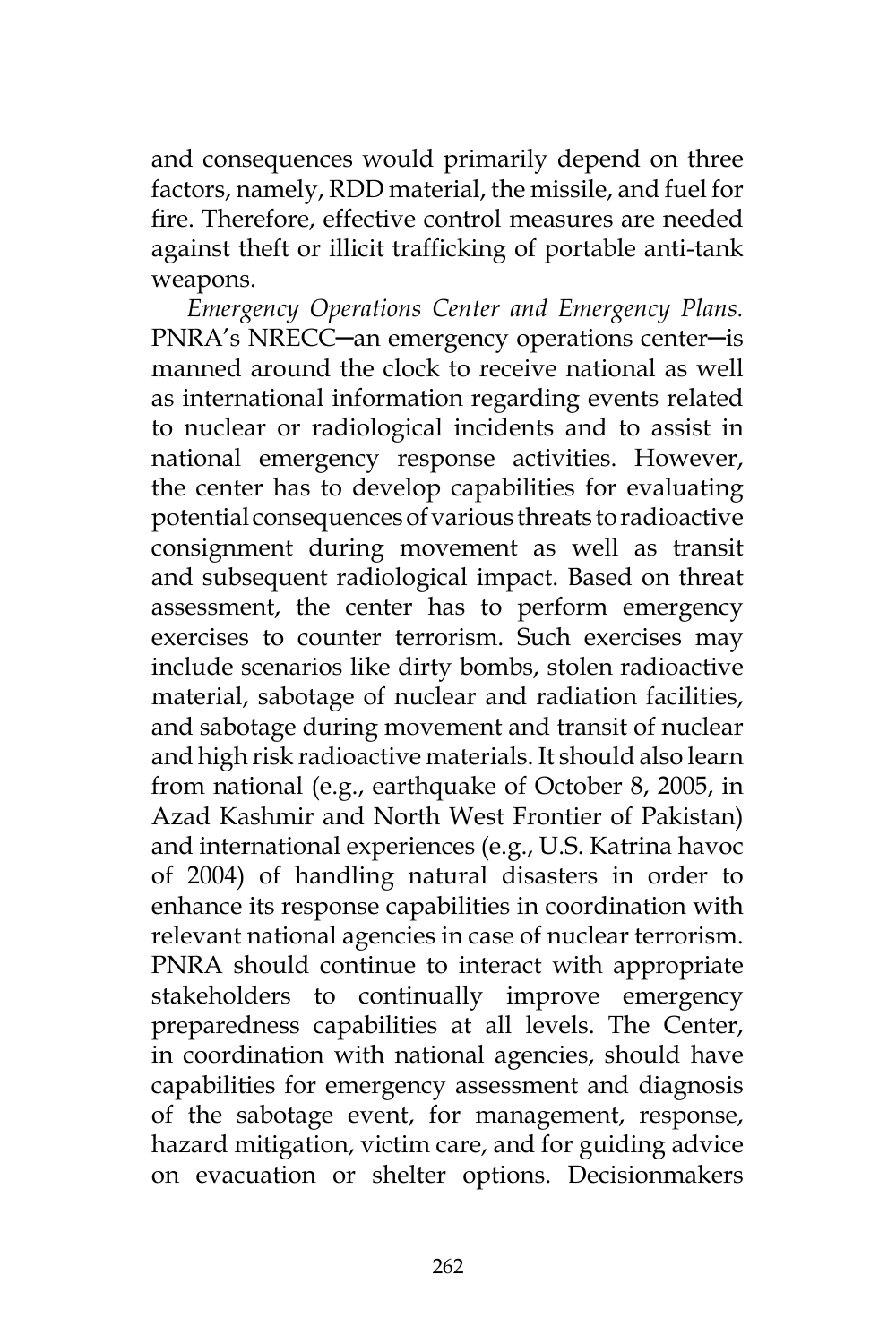and consequences would primarily depend on three factors, namely, RDD material, the missile, and fuel for fire. Therefore, effective control measures are needed against theft or illicit trafficking of portable anti-tank weapons.

*Emergency Operations Center and Emergency Plans.* PNRA's NRECC—an emergency operations center—is manned around the clock to receive national as well as international information regarding events related to nuclear or radiological incidents and to assist in national emergency response activities. However, the center has to develop capabilities for evaluating potential consequences of various threats to radioactive consignment during movement as well as transit and subsequent radiological impact. Based on threat assessment, the center has to perform emergency exercises to counter terrorism. Such exercises may include scenarios like dirty bombs, stolen radioactive material, sabotage of nuclear and radiation facilities, and sabotage during movement and transit of nuclear and high risk radioactive materials. It should also learn from national (e.g., earthquake of October 8, 2005, in Azad Kashmir and North West Frontier of Pakistan) and international experiences (e.g., U.S. Katrina havoc of 2004) of handling natural disasters in order to enhance its response capabilities in coordination with relevant national agencies in case of nuclear terrorism. PNRA should continue to interact with appropriate stakeholders to continually improve emergency preparedness capabilities at all levels. The Center, in coordination with national agencies, should have capabilities for emergency assessment and diagnosis of the sabotage event, for management, response, hazard mitigation, victim care, and for guiding advice on evacuation or shelter options. Decisionmakers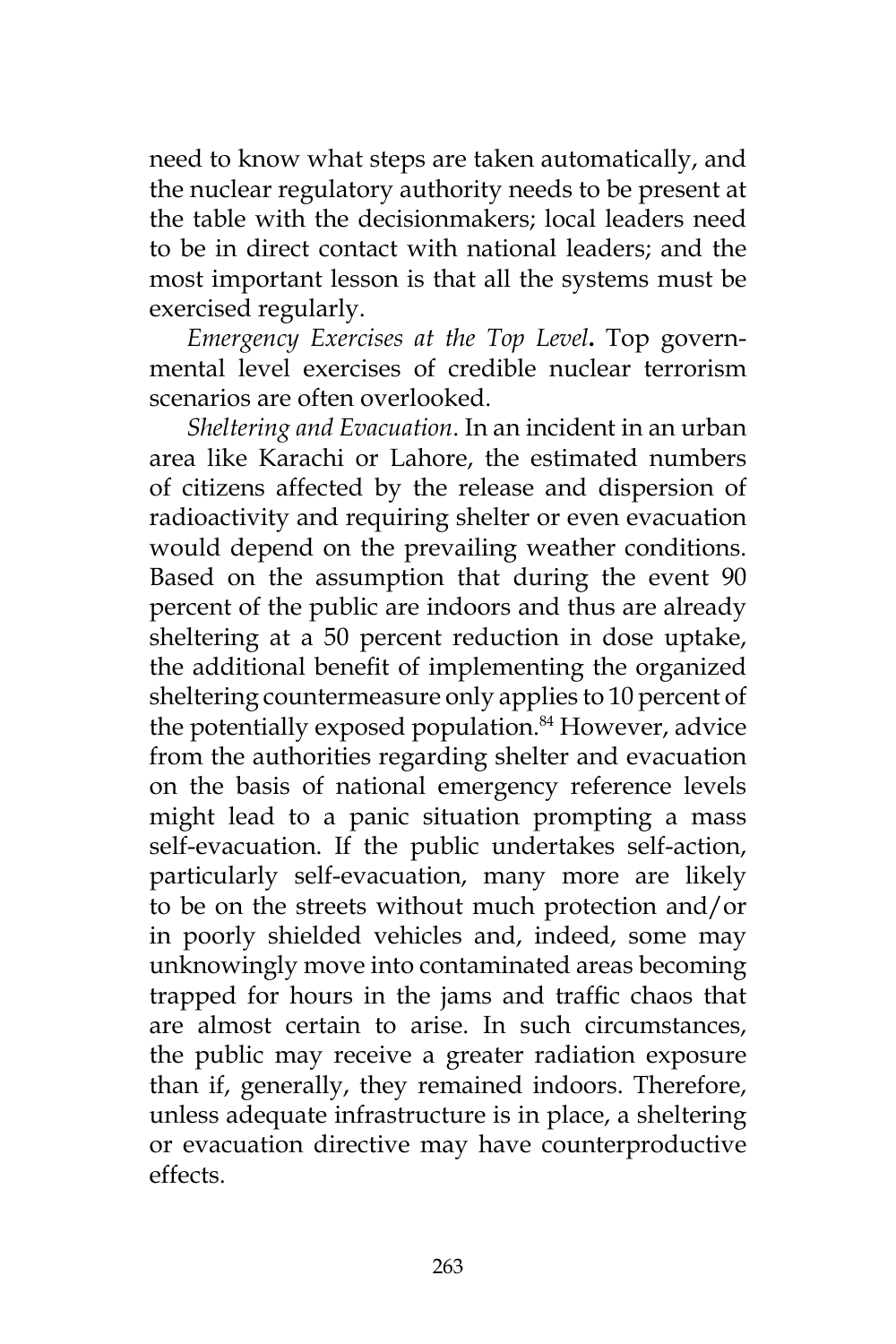need to know what steps are taken automatically, and the nuclear regulatory authority needs to be present at the table with the decisionmakers; local leaders need to be in direct contact with national leaders; and the most important lesson is that all the systems must be exercised regularly.

*Emergency Exercises at the Top Level***.** Top governmental level exercises of credible nuclear terrorism scenarios are often overlooked.

*Sheltering and Evacuation*. In an incident in an urban area like Karachi or Lahore, the estimated numbers of citizens affected by the release and dispersion of radioactivity and requiring shelter or even evacuation would depend on the prevailing weather conditions. Based on the assumption that during the event 90 percent of the public are indoors and thus are already sheltering at a 50 percent reduction in dose uptake, the additional benefit of implementing the organized sheltering countermeasure only applies to 10 percent of the potentially exposed population.[84] However, advice from the authorities regarding shelter and evacuation on the basis of national emergency reference levels might lead to a panic situation prompting a mass self-evacuation. If the public undertakes self-action, particularly self-evacuation, many more are likely to be on the streets without much protection and/or in poorly shielded vehicles and, indeed, some may unknowingly move into contaminated areas becoming trapped for hours in the jams and traffic chaos that are almost certain to arise. In such circumstances, the public may receive a greater radiation exposure than if, generally, they remained indoors. Therefore, unless adequate infrastructure is in place, a sheltering or evacuation directive may have counterproductive effects.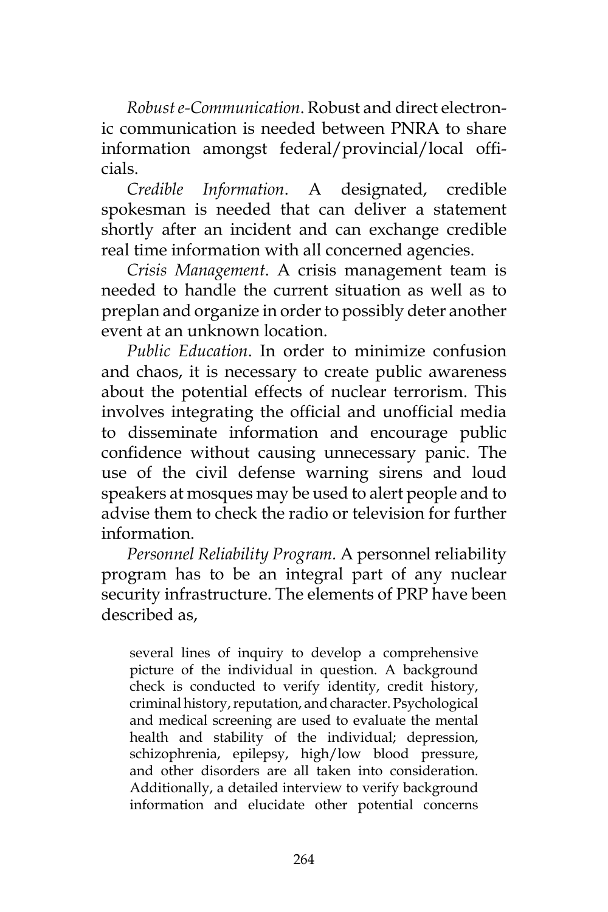*Robust e-Communication*. Robust and direct electronic communication is needed between PNRA to share information amongst federal/provincial/local officials.

*Credible Information*. A designated, credible spokesman is needed that can deliver a statement shortly after an incident and can exchange credible real time information with all concerned agencies.

*Crisis Management*. A crisis management team is needed to handle the current situation as well as to preplan and organize in order to possibly deter another event at an unknown location.

*Public Education*. In order to minimize confusion and chaos, it is necessary to create public awareness about the potential effects of nuclear terrorism. This involves integrating the official and unofficial media to disseminate information and encourage public confidence without causing unnecessary panic. The use of the civil defense warning sirens and loud speakers at mosques may be used to alert people and to advise them to check the radio or television for further information.

*Personnel Reliability Program.* A personnel reliability program has to be an integral part of any nuclear security infrastructure. The elements of PRP have been described as,

> several lines of inquiry to develop a comprehensive picture of the individual in question. A background check is conducted to verify identity, credit history, criminal history, reputation, and character. Psychological and medical screening are used to evaluate the mental health and stability of the individual; depression, schizophrenia, epilepsy, high/low blood pressure, and other disorders are all taken into consideration. Additionally, a detailed interview to verify background information and elucidate other potential concerns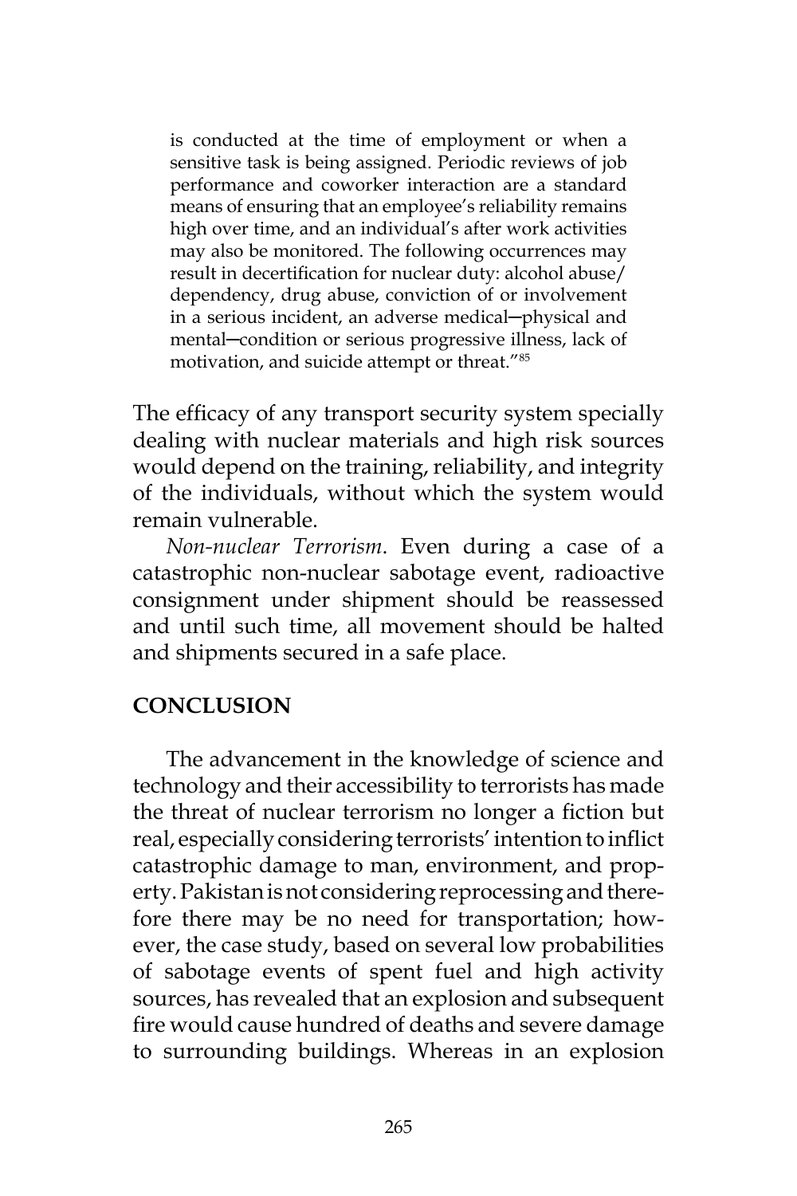> is conducted at the time of employment or when a sensitive task is being assigned. Periodic reviews of job performance and coworker interaction are a standard means of ensuring that an employee's reliability remains high over time, and an individual's after work activities may also be monitored. The following occurrences may result in decertification for nuclear duty: alcohol abuse/dependency, drug abuse, conviction of or involvement in a serious incident, an adverse medical—physical and mental—condition or serious progressive illness, lack of motivation, and suicide attempt or threat."[85]

The efficacy of any transport security system specially dealing with nuclear materials and high risk sources would depend on the training, reliability, and integrity of the individuals, without which the system would remain vulnerable.

*Non-nuclear Terrorism*. Even during a case of a catastrophic non-nuclear sabotage event, radioactive consignment under shipment should be reassessed and until such time, all movement should be halted and shipments secured in a safe place.

## CONCLUSION

The advancement in the knowledge of science and technology and their accessibility to terrorists has made the threat of nuclear terrorism no longer a fiction but real, especially considering terrorists' intention to inflict catastrophic damage to man, environment, and property. Pakistan is not considering reprocessing and therefore there may be no need for transportation; however, the case study, based on several low probabilities of sabotage events of spent fuel and high activity sources, has revealed that an explosion and subsequent fire would cause hundred of deaths and severe damage to surrounding buildings. Whereas in an explosion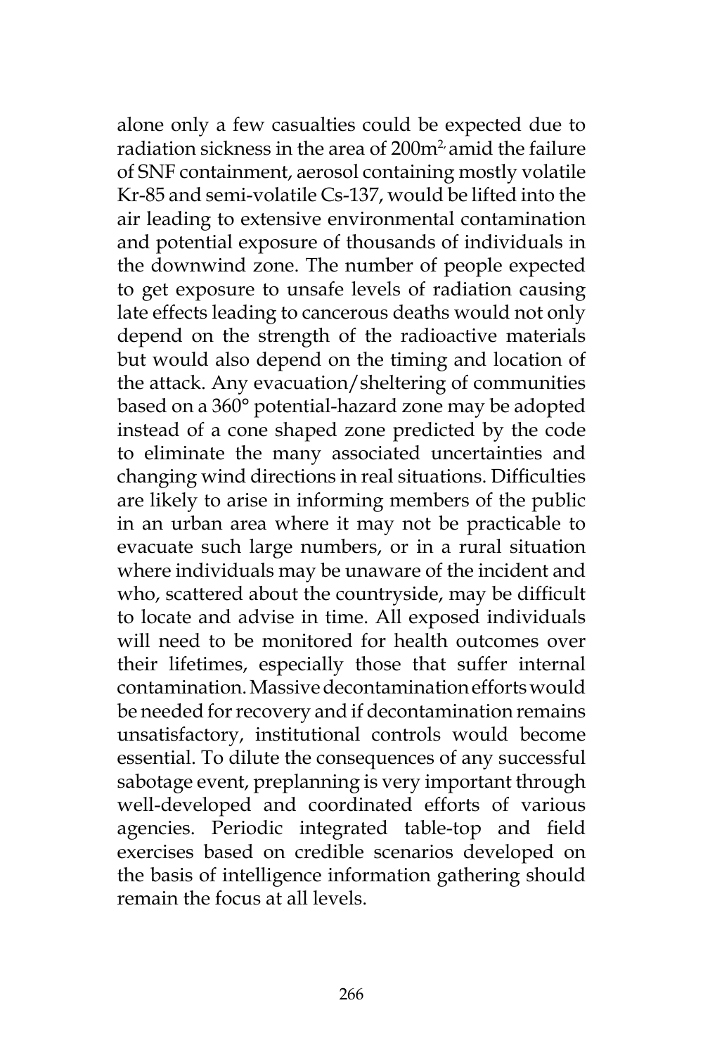alone only a few casualties could be expected due to radiation sickness in the area of $200m^2$, amid the failure of SNF containment, aerosol containing mostly volatile Kr-85 and semi-volatile Cs-137, would be lifted into the air leading to extensive environmental contamination and potential exposure of thousands of individuals in the downwind zone. The number of people expected to get exposure to unsafe levels of radiation causing late effects leading to cancerous deaths would not only depend on the strength of the radioactive materials but would also depend on the timing and location of the attack. Any evacuation/sheltering of communities based on a 360° potential-hazard zone may be adopted instead of a cone shaped zone predicted by the code to eliminate the many associated uncertainties and changing wind directions in real situations. Difficulties are likely to arise in informing members of the public in an urban area where it may not be practicable to evacuate such large numbers, or in a rural situation where individuals may be unaware of the incident and who, scattered about the countryside, may be difficult to locate and advise in time. All exposed individuals will need to be monitored for health outcomes over their lifetimes, especially those that suffer internal contamination. Massive decontamination efforts would be needed for recovery and if decontamination remains unsatisfactory, institutional controls would become essential. To dilute the consequences of any successful sabotage event, preplanning is very important through well-developed and coordinated efforts of various agencies. Periodic integrated table-top and field exercises based on credible scenarios developed on the basis of intelligence information gathering should remain the focus at all levels.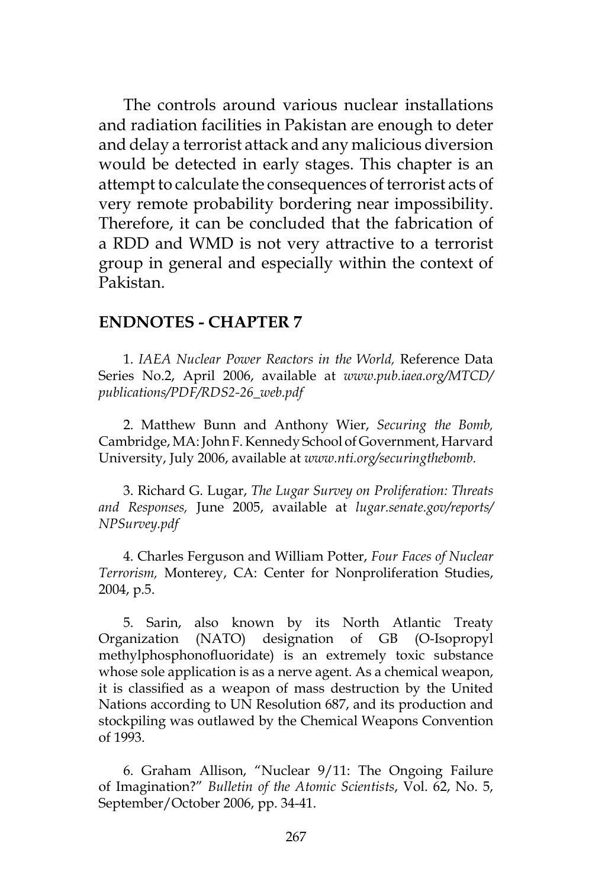The controls around various nuclear installations and radiation facilities in Pakistan are enough to deter and delay a terrorist attack and any malicious diversion would be detected in early stages. This chapter is an attempt to calculate the consequences of terrorist acts of very remote probability bordering near impossibility. Therefore, it can be concluded that the fabrication of a RDD and WMD is not very attractive to a terrorist group in general and especially within the context of Pakistan.

## ENDNOTES - CHAPTER 7

1. *IAEA Nuclear Power Reactors in the World,* Reference Data Series No.2, April 2006, available at *www.pub.iaea.org/MTCD/publications/PDF/RDS2-26_web.pdf*

2. Matthew Bunn and Anthony Wier, *Securing the Bomb,* Cambridge, MA: John F. Kennedy School of Government, Harvard University, July 2006, available at *www.nti.org/securingthebomb.*

3. Richard G. Lugar, *The Lugar Survey on Proliferation: Threats and Responses,* June 2005, available at *lugar.senate.gov/reports/NPSurvey.pdf*

4. Charles Ferguson and William Potter, *Four Faces of Nuclear Terrorism,* Monterey, CA: Center for Nonproliferation Studies, 2004, p.5.

5. Sarin, also known by its North Atlantic Treaty Organization (NATO) designation of GB (O-Isopropyl methylphosphonofluoridate) is an extremely toxic substance whose sole application is as a nerve agent. As a chemical weapon, it is classified as a weapon of mass destruction by the United Nations according to UN Resolution 687, and its production and stockpiling was outlawed by the Chemical Weapons Convention of 1993.

6. Graham Allison, "Nuclear 9/11: The Ongoing Failure of Imagination?" *Bulletin of the Atomic Scientists*, Vol. 62, No. 5, September/October 2006, pp. 34-41.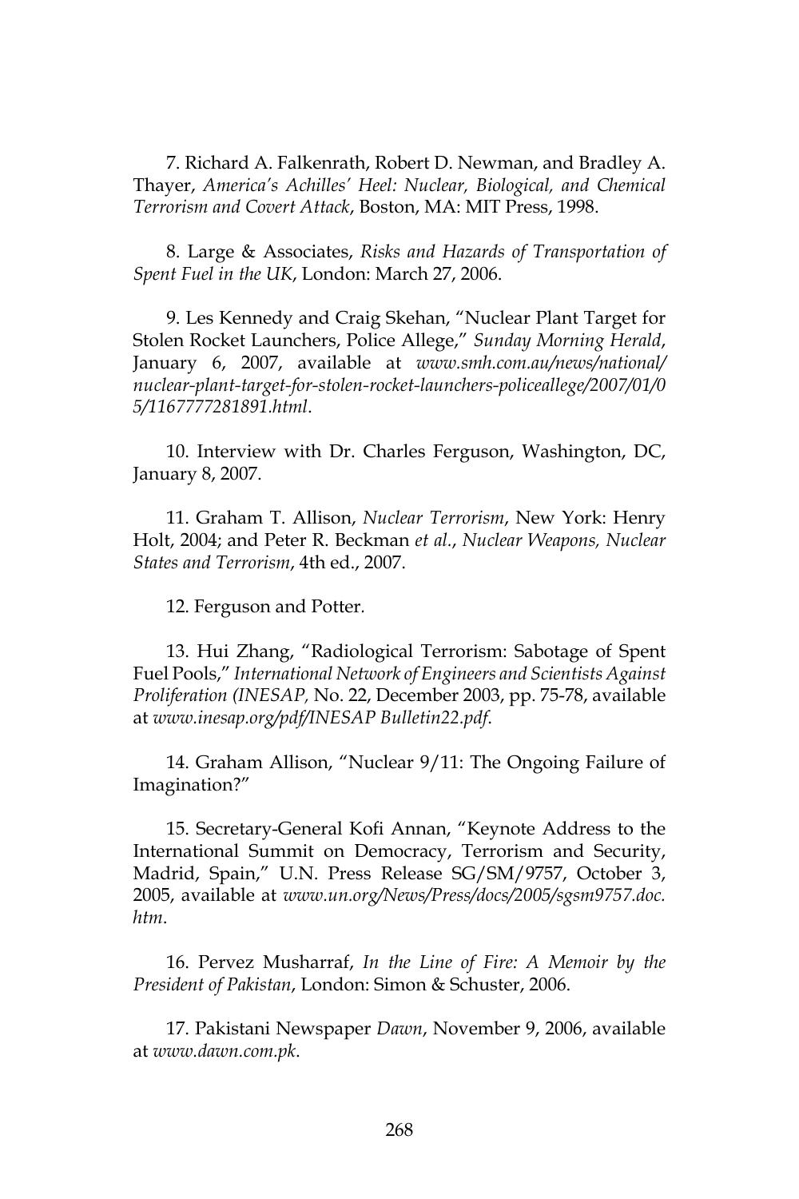7. Richard A. Falkenrath, Robert D. Newman, and Bradley A. Thayer, *America's Achilles' Heel: Nuclear, Biological, and Chemical Terrorism and Covert Attack*, Boston, MA: MIT Press, 1998.

8. Large & Associates, *Risks and Hazards of Transportation of Spent Fuel in the UK*, London: March 27, 2006.

9. Les Kennedy and Craig Skehan, "Nuclear Plant Target for Stolen Rocket Launchers, Police Allege," *Sunday Morning Herald*, January 6, 2007, available at *www.smh.com.au/news/national/nuclear-plant-target-for-stolen-rocket-launchers-policeallege/2007/01/05/1167777281891.html*.

10. Interview with Dr. Charles Ferguson, Washington, DC, January 8, 2007.

11. Graham T. Allison, *Nuclear Terrorism*, New York: Henry Holt, 2004; and Peter R. Beckman *et al.*, *Nuclear Weapons, Nuclear States and Terrorism*, 4th ed., 2007.

12. Ferguson and Potter.

13. Hui Zhang, "Radiological Terrorism: Sabotage of Spent Fuel Pools," *International Network of Engineers and Scientists Against Proliferation (INESAP,* No. 22, December 2003, pp. 75-78, available at *www.inesap.org/pdf/INESAP Bulletin22.pdf*.

14. Graham Allison, "Nuclear 9/11: The Ongoing Failure of Imagination?"

15. Secretary-General Kofi Annan, "Keynote Address to the International Summit on Democracy, Terrorism and Security, Madrid, Spain," U.N. Press Release SG/SM/9757, October 3, 2005, available at *www.un.org/News/Press/docs/2005/sgsm9757.doc.htm*.

16. Pervez Musharraf, *In the Line of Fire: A Memoir by the President of Pakistan*, London: Simon & Schuster, 2006.

17. Pakistani Newspaper *Dawn*, November 9, 2006, available at *www.dawn.com.pk*.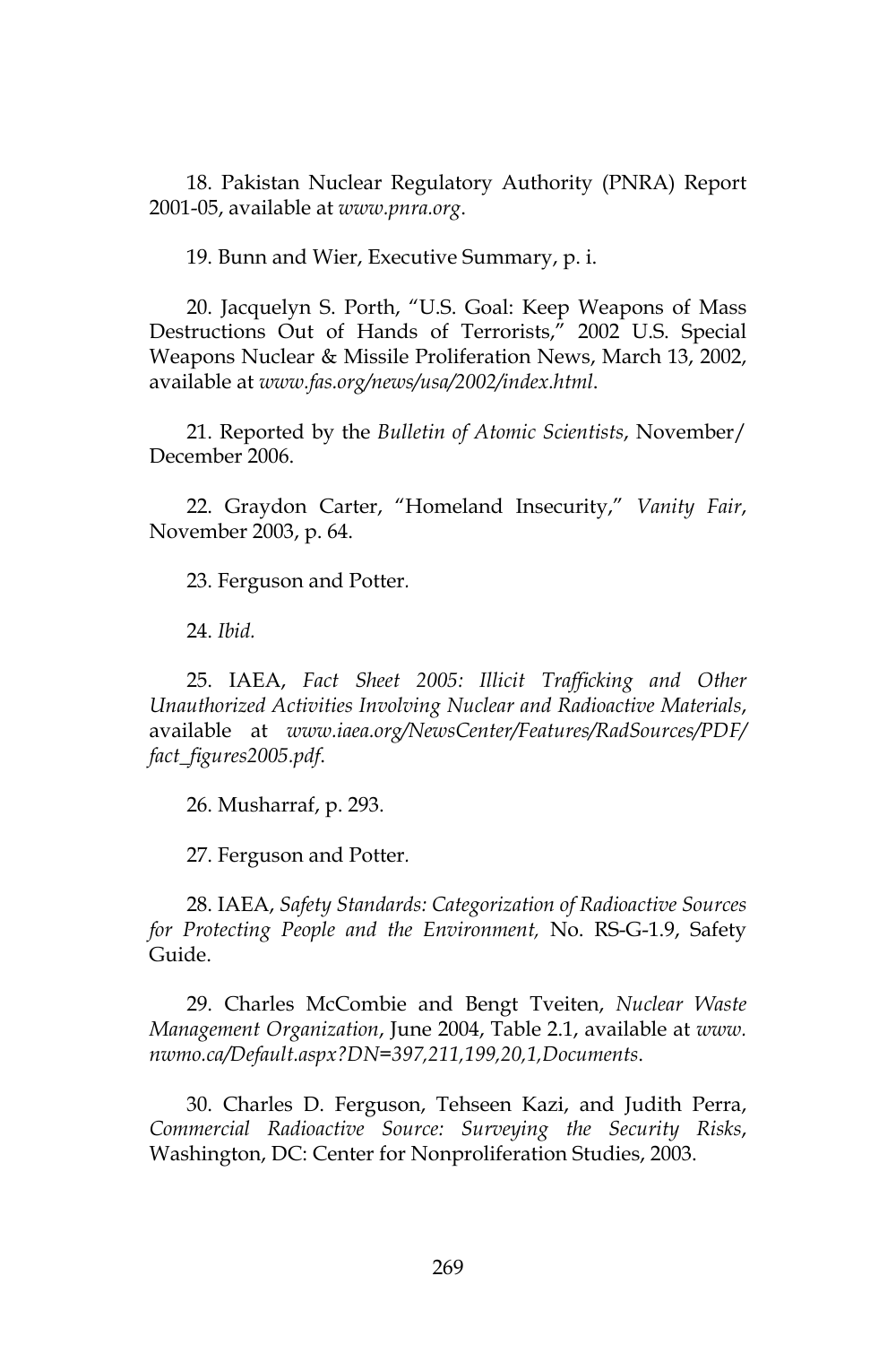18. Pakistan Nuclear Regulatory Authority (PNRA) Report 2001-05, available at *www.pnra.org*.

19. Bunn and Wier, Executive Summary, p. i.

20. Jacquelyn S. Porth, "U.S. Goal: Keep Weapons of Mass Destructions Out of Hands of Terrorists," 2002 U.S. Special Weapons Nuclear & Missile Proliferation News, March 13, 2002, available at *www.fas.org/news/usa/2002/index.html*.

21. Reported by the *Bulletin of Atomic Scientists*, November/ December 2006.

22. Graydon Carter, "Homeland Insecurity," *Vanity Fair*, November 2003, p. 64.

23. Ferguson and Potter.

24. *Ibid.*

25. IAEA, *Fact Sheet 2005: Illicit Trafficking and Other Unauthorized Activities Involving Nuclear and Radioactive Materials*, available at *www.iaea.org/NewsCenter/Features/RadSources/PDF/fact_figures2005.pdf*.

26. Musharraf, p. 293.

27. Ferguson and Potter.

28. IAEA, *Safety Standards: Categorization of Radioactive Sources for Protecting People and the Environment,* No. RS-G-1.9, Safety Guide.

29. Charles McCombie and Bengt Tveiten, *Nuclear Waste Management Organization*, June 2004, Table 2.1, available at *www.nwmo.ca/Default.aspx?DN=397,211,199,20,1,Documents*.

30. Charles D. Ferguson, Tehseen Kazi, and Judith Perra, *Commercial Radioactive Source: Surveying the Security Risks*, Washington, DC: Center for Nonproliferation Studies, 2003.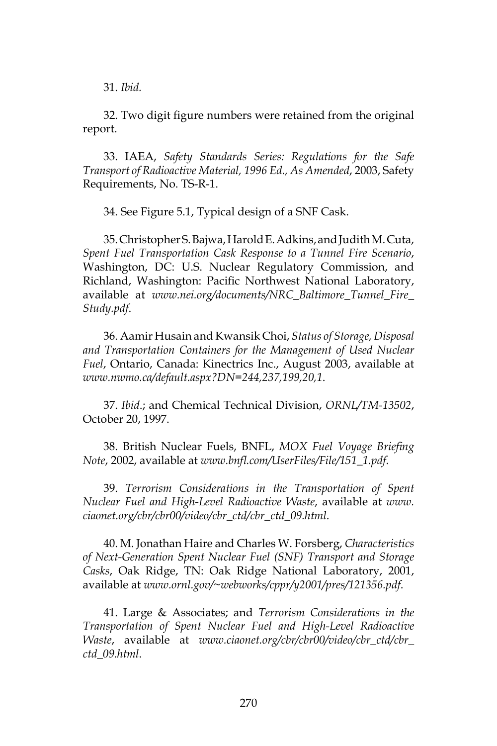31. *Ibid.*

32. Two digit figure numbers were retained from the original report.

33. IAEA, *Safety Standards Series: Regulations for the Safe Transport of Radioactive Material, 1996 Ed., As Amended*, 2003, Safety Requirements, No. TS-R-1.

34. See Figure 5.1, Typical design of a SNF Cask.

35. Christopher S. Bajwa, Harold E. Adkins, and Judith M. Cuta, *Spent Fuel Transportation Cask Response to a Tunnel Fire Scenario*, Washington, DC: U.S. Nuclear Regulatory Commission, and Richland, Washington: Pacific Northwest National Laboratory, available at *www.nei.org/documents/NRC_Baltimore_Tunnel_Fire_Study.pdf*.

36. Aamir Husain and Kwansik Choi, *Status of Storage, Disposal and Transportation Containers for the Management of Used Nuclear Fuel*, Ontario, Canada: Kinectrics Inc., August 2003, available at *www.nwmo.ca/default.aspx?DN=244,237,199,20,1*.

37. *Ibid*.; and Chemical Technical Division, *ORNL/TM-13502*, October 20, 1997.

38. British Nuclear Fuels, BNFL, *MOX Fuel Voyage Briefing Note*, 2002, available at *www.bnfl.com/UserFiles/File/151_1.pdf*.

39. *Terrorism Considerations in the Transportation of Spent Nuclear Fuel and High-Level Radioactive Waste*, available at *www.ciaonet.org/cbr/cbr00/video/cbr_ctd/cbr_ctd_09.html*.

40. M. Jonathan Haire and Charles W. Forsberg, *Characteristics of Next-Generation Spent Nuclear Fuel (SNF) Transport and Storage Casks*, Oak Ridge, TN: Oak Ridge National Laboratory, 2001, available at *www.ornl.gov/~webworks/cppr/y2001/pres/121356.pdf*.

41. Large & Associates; and *Terrorism Considerations in the Transportation of Spent Nuclear Fuel and High-Level Radioactive Waste*, available at *www.ciaonet.org/cbr/cbr00/video/cbr_ctd/cbr_ctd_09.html*.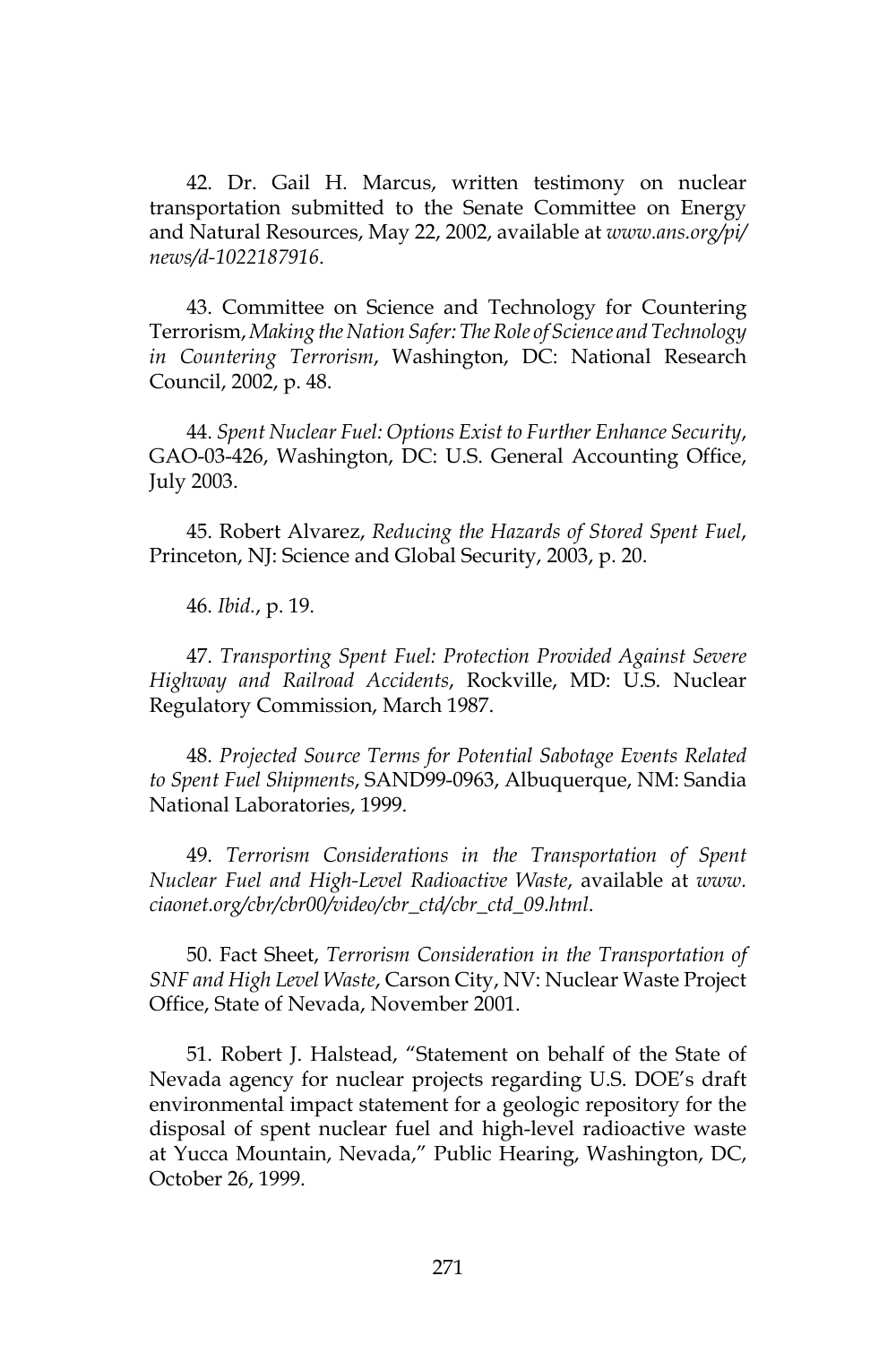42. Dr. Gail H. Marcus, written testimony on nuclear transportation submitted to the Senate Committee on Energy and Natural Resources, May 22, 2002, available at *www.ans.org/pi/news/d-1022187916*.

43. Committee on Science and Technology for Countering Terrorism, *Making the Nation Safer: The Role of Science and Technology in Countering Terrorism*, Washington, DC: National Research Council, 2002, p. 48.

44. *Spent Nuclear Fuel: Options Exist to Further Enhance Security*, GAO-03-426, Washington, DC: U.S. General Accounting Office, July 2003.

45. Robert Alvarez, *Reducing the Hazards of Stored Spent Fuel*, Princeton, NJ: Science and Global Security, 2003, p. 20.

46. *Ibid.*, p. 19.

47. *Transporting Spent Fuel: Protection Provided Against Severe Highway and Railroad Accidents*, Rockville, MD: U.S. Nuclear Regulatory Commission, March 1987.

48. *Projected Source Terms for Potential Sabotage Events Related to Spent Fuel Shipments*, SAND99-0963, Albuquerque, NM: Sandia National Laboratories, 1999.

49. *Terrorism Considerations in the Transportation of Spent Nuclear Fuel and High-Level Radioactive Waste*, available at *www.ciaonet.org/cbr/cbr00/video/cbr_ctd/cbr_ctd_09.html*.

50. Fact Sheet, *Terrorism Consideration in the Transportation of SNF and High Level Waste*, Carson City, NV: Nuclear Waste Project Office, State of Nevada, November 2001.

51. Robert J. Halstead, "Statement on behalf of the State of Nevada agency for nuclear projects regarding U.S. DOE's draft environmental impact statement for a geologic repository for the disposal of spent nuclear fuel and high-level radioactive waste at Yucca Mountain, Nevada," Public Hearing, Washington, DC, October 26, 1999.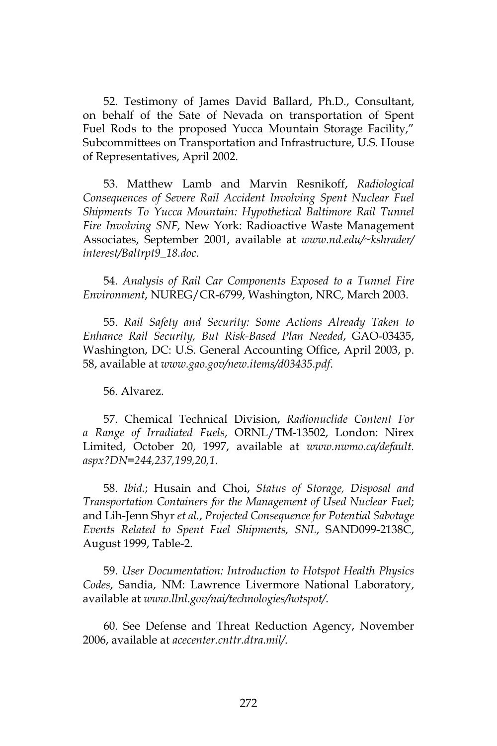52. Testimony of James David Ballard, Ph.D., Consultant, on behalf of the Sate of Nevada on transportation of Spent Fuel Rods to the proposed Yucca Mountain Storage Facility," Subcommittees on Transportation and Infrastructure, U.S. House of Representatives, April 2002.

53. Matthew Lamb and Marvin Resnikoff, *Radiological Consequences of Severe Rail Accident Involving Spent Nuclear Fuel Shipments To Yucca Mountain: Hypothetical Baltimore Rail Tunnel Fire Involving SNF*, New York: Radioactive Waste Management Associates, September 2001, available at *www.nd.edu/~kshrader/interest/Baltrpt9_18.doc*.

54. *Analysis of Rail Car Components Exposed to a Tunnel Fire Environment*, NUREG/CR-6799, Washington, NRC, March 2003.

55. *Rail Safety and Security: Some Actions Already Taken to Enhance Rail Security, But Risk-Based Plan Needed*, GAO-03435, Washington, DC: U.S. General Accounting Office, April 2003, p. 58, available at *www.gao.gov/new.items/d03435.pdf*.

56. Alvarez.

57. Chemical Technical Division, *Radionuclide Content For a Range of Irradiated Fuels*, ORNL/TM-13502, London: Nirex Limited, October 20, 1997, available at *www.nwmo.ca/default.aspx?DN=244,237,199,20,1*.

58. *Ibid.*; Husain and Choi, *Status of Storage, Disposal and Transportation Containers for the Management of Used Nuclear Fuel*; and Lih-Jenn Shyr *et al.*, *Projected Consequence for Potential Sabotage Events Related to Spent Fuel Shipments, SNL*, SAND099-2138C, August 1999, Table-2.

59. *User Documentation: Introduction to Hotspot Health Physics Codes*, Sandia, NM: Lawrence Livermore National Laboratory, available at *www.llnl.gov/nai/technologies/hotspot/*.

60. See Defense and Threat Reduction Agency, November 2006, available at *acecenter.cnttr.dtra.mil/*.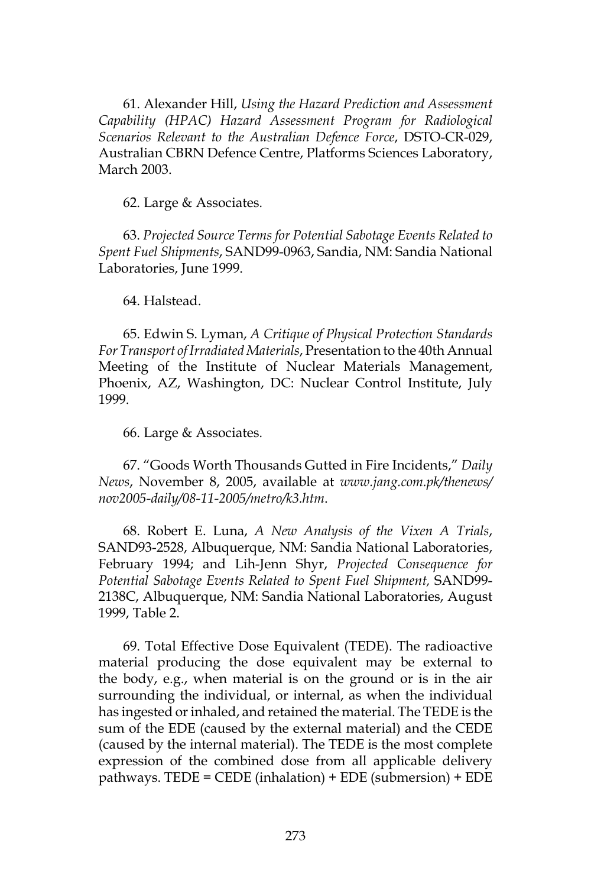61. Alexander Hill, *Using the Hazard Prediction and Assessment Capability (HPAC) Hazard Assessment Program for Radiological Scenarios Relevant to the Australian Defence Force*, DSTO-CR-029, Australian CBRN Defence Centre, Platforms Sciences Laboratory, March 2003.

62. Large & Associates.

63. *Projected Source Terms for Potential Sabotage Events Related to Spent Fuel Shipments*, SAND99-0963, Sandia, NM: Sandia National Laboratories, June 1999.

64. Halstead.

65. Edwin S. Lyman, *A Critique of Physical Protection Standards For Transport of Irradiated Materials*, Presentation to the 40th Annual Meeting of the Institute of Nuclear Materials Management, Phoenix, AZ, Washington, DC: Nuclear Control Institute, July 1999.

66. Large & Associates.

67. "Goods Worth Thousands Gutted in Fire Incidents," *Daily News*, November 8, 2005, available at *www.jang.com.pk/thenews/nov2005-daily/08-11-2005/metro/k3.htm*.

68. Robert E. Luna, *A New Analysis of the Vixen A Trials*, SAND93-2528, Albuquerque, NM: Sandia National Laboratories, February 1994; and Lih-Jenn Shyr, *Projected Consequence for Potential Sabotage Events Related to Spent Fuel Shipment,* SAND99-2138C, Albuquerque, NM: Sandia National Laboratories, August 1999, Table 2.

69. Total Effective Dose Equivalent (TEDE). The radioactive material producing the dose equivalent may be external to the body, e.g., when material is on the ground or is in the air surrounding the individual, or internal, as when the individual has ingested or inhaled, and retained the material. The TEDE is the sum of the EDE (caused by the external material) and the CEDE (caused by the internal material). The TEDE is the most complete expression of the combined dose from all applicable delivery pathways. TEDE = CEDE (inhalation) + EDE (submersion) + EDE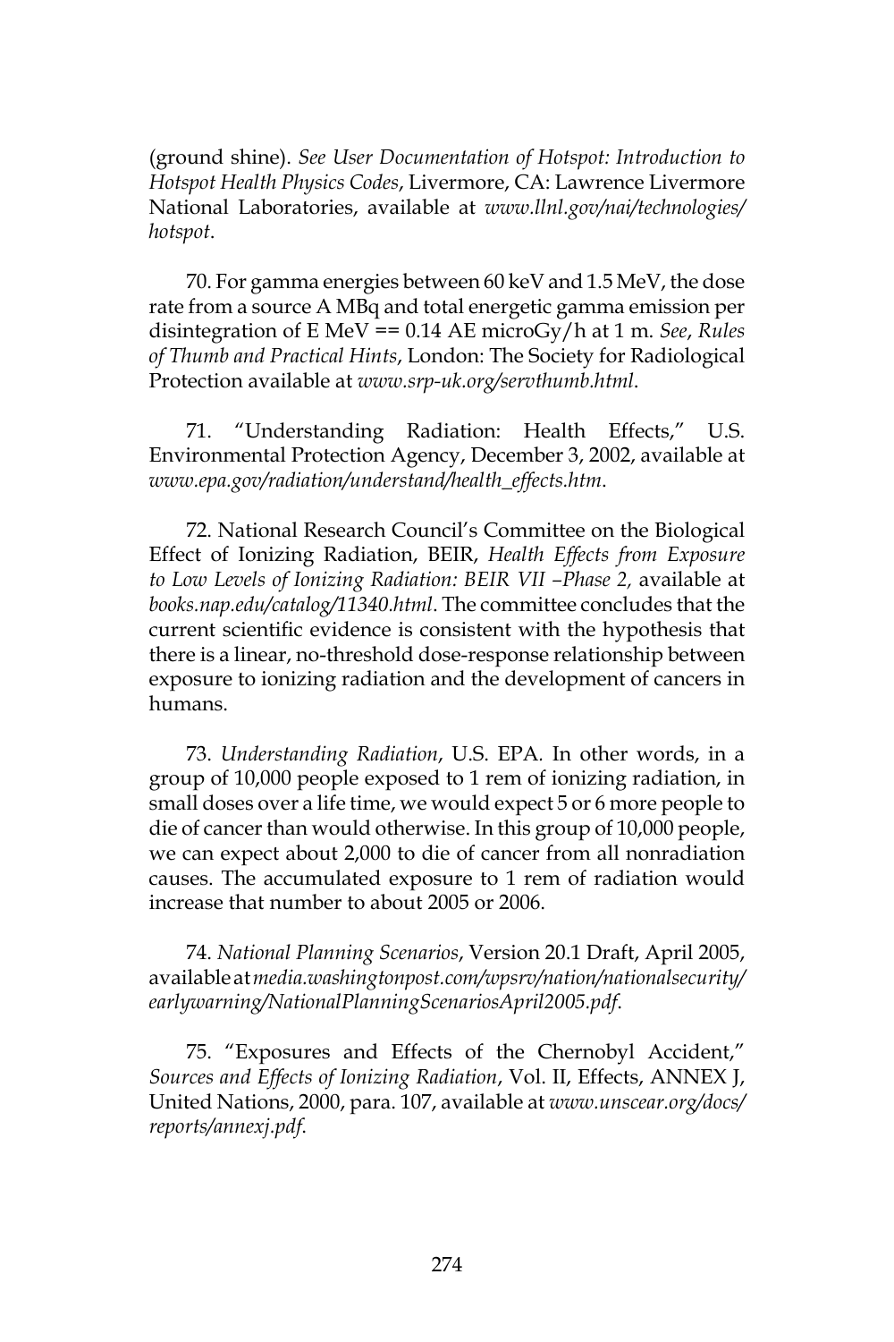(ground shine). *See User Documentation of Hotspot: Introduction to Hotspot Health Physics Codes*, Livermore, CA: Lawrence Livermore National Laboratories, available at *www.llnl.gov/nai/technologies/hotspot*.

70. For gamma energies between 60 keV and 1.5 MeV, the dose rate from a source A MBq and total energetic gamma emission per disintegration of E MeV == 0.14 AE microGy/h at 1 m. *See*, *Rules of Thumb and Practical Hints*, London: The Society for Radiological Protection available at *www.srp-uk.org/servthumb.html*.

71. "Understanding Radiation: Health Effects," U.S. Environmental Protection Agency, December 3, 2002, available at *www.epa.gov/radiation/understand/health_effects.htm*.

72. National Research Council's Committee on the Biological Effect of Ionizing Radiation, BEIR, *Health Effects from Exposure to Low Levels of Ionizing Radiation: BEIR VII –Phase 2,* available at *books.nap.edu/catalog/11340.html*. The committee concludes that the current scientific evidence is consistent with the hypothesis that there is a linear, no-threshold dose-response relationship between exposure to ionizing radiation and the development of cancers in humans.

73. *Understanding Radiation*, U.S. EPA. In other words, in a group of 10,000 people exposed to 1 rem of ionizing radiation, in small doses over a life time, we would expect 5 or 6 more people to die of cancer than would otherwise. In this group of 10,000 people, we can expect about 2,000 to die of cancer from all nonradiation causes. The accumulated exposure to 1 rem of radiation would increase that number to about 2005 or 2006.

74. *National Planning Scenarios*, Version 20.1 Draft, April 2005, available at *media.washingtonpost.com/wpsrv/nation/nationalsecurity/earlywarning/NationalPlanningScenariosApril2005.pdf*.

75. "Exposures and Effects of the Chernobyl Accident," *Sources and Effects of Ionizing Radiation*, Vol. II, Effects, ANNEX J, United Nations, 2000, para. 107, available at *www.unscear.org/docs/reports/annexj.pdf*.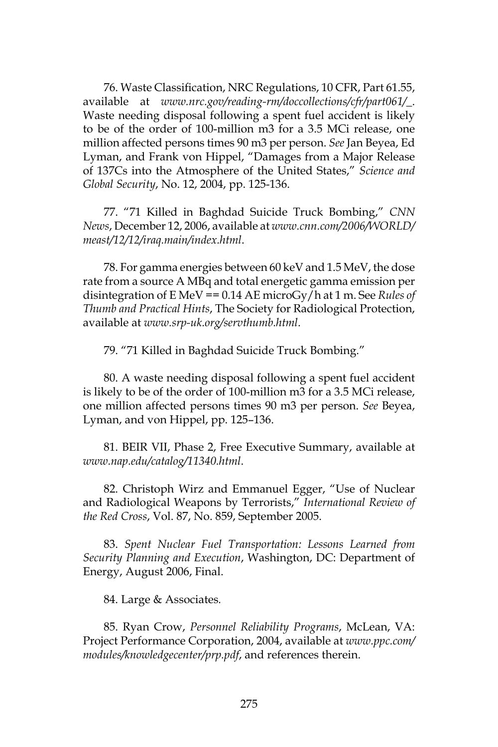76. Waste Classification, NRC Regulations, 10 CFR, Part 61.55, available at *www.nrc.gov/reading-rm/doccollections/cfr/part061/_*. Waste needing disposal following a spent fuel accident is likely to be of the order of 100-million m3 for a 3.5 MCi release, one million affected persons times 90 m3 per person. *See* Jan Beyea, Ed Lyman, and Frank von Hippel, "Damages from a Major Release of 137Cs into the Atmosphere of the United States," *Science and Global Security*, No. 12, 2004, pp. 125-136.

77. "71 Killed in Baghdad Suicide Truck Bombing," *CNN News*, December 12, 2006, available at *www.cnn.com/2006/WORLD/meast/12/12/iraq.main/index.html*.

78. For gamma energies between 60 keV and 1.5 MeV, the dose rate from a source A MBq and total energetic gamma emission per disintegration of E MeV == 0.14 AE microGy/h at 1 m. See *Rules of Thumb and Practical Hints*, The Society for Radiological Protection, available at *www.srp-uk.org/servthumb.html*.

79. "71 Killed in Baghdad Suicide Truck Bombing."

80. A waste needing disposal following a spent fuel accident is likely to be of the order of 100-million m3 for a 3.5 MCi release, one million affected persons times 90 m3 per person. *See* Beyea, Lyman, and von Hippel, pp. 125–136.

81. BEIR VII, Phase 2, Free Executive Summary, available at *www.nap.edu/catalog/11340.html*.

82. Christoph Wirz and Emmanuel Egger, "Use of Nuclear and Radiological Weapons by Terrorists," *International Review of the Red Cross*, Vol. 87, No. 859, September 2005.

83. *Spent Nuclear Fuel Transportation: Lessons Learned from Security Planning and Execution*, Washington, DC: Department of Energy, August 2006, Final.

84. Large & Associates.

85. Ryan Crow, *Personnel Reliability Programs*, McLean, VA: Project Performance Corporation, 2004, available at *www.ppc.com/modules/knowledgecenter/prp.pdf*, and references therein.